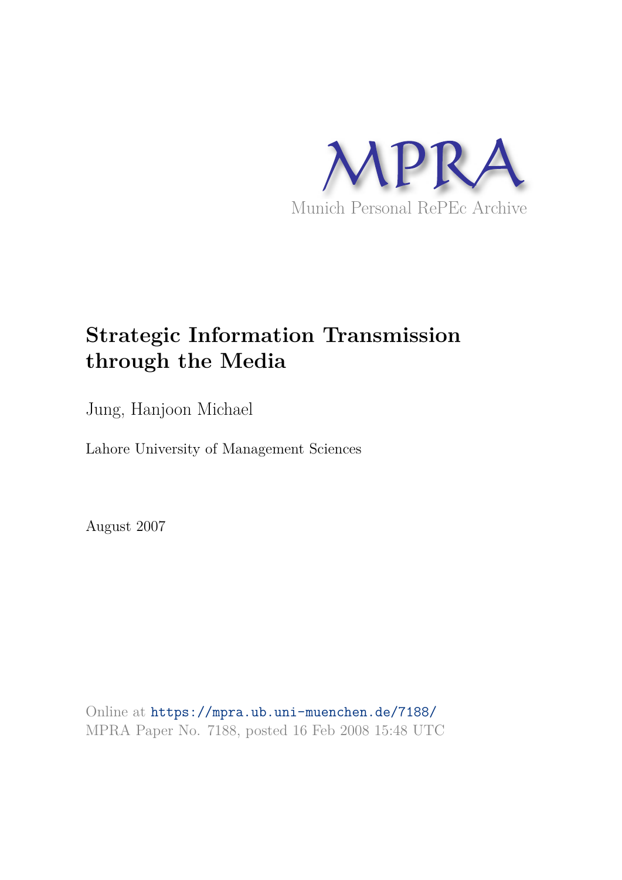MPRA

Munich Personal RePEc Archive

# Strategic Information Transmission through the Media

Jung, Hanjoon Michael

Lahore University of Management Sciences

August 2007

Online at https://mpra.ub.uni-muenchen.de/7188/
MPRA Paper No. 7188, posted 16 Feb 2008 15:48 UTC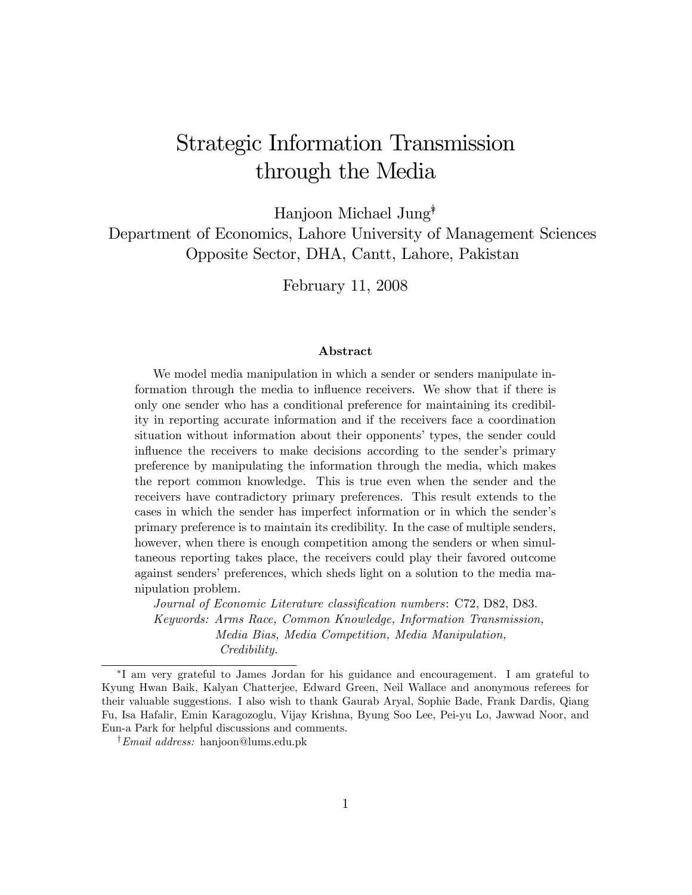# Strategic Information Transmission through the Media

Hanjoon Michael Jung[*†]

Department of Economics, Lahore University of Management Sciences
Opposite Sector, DHA, Cantt, Lahore, Pakistan

February 11, 2008

### Abstract

We model media manipulation in which a sender or senders manipulate information through the media to influence receivers. We show that if there is only one sender who has a conditional preference for maintaining its credibility in reporting accurate information and if the receivers face a coordination situation without information about their opponents' types, the sender could influence the receivers to make decisions according to the sender's primary preference by manipulating the information through the media, which makes the report common knowledge. This is true even when the sender and the receivers have contradictory primary preferences. This result extends to the cases in which the sender has imperfect information or in which the sender's primary preference is to maintain its credibility. In the case of multiple senders, however, when there is enough competition among the senders or when simultaneous reporting takes place, the receivers could play their favored outcome against senders' preferences, which sheds light on a solution to the media manipulation problem.

*Journal of Economic Literature classification numbers*: C72, D82, D83.

*Keywords: Arms Race, Common Knowledge, Information Transmission, Media Bias, Media Competition, Media Manipulation, Credibility.*

---

[*] I am very grateful to James Jordan for his guidance and encouragement. I am grateful to Kyung Hwan Baik, Kalyan Chatterjee, Edward Green, Neil Wallace and anonymous referees for their valuable suggestions. I also wish to thank Gaurab Aryal, Sophie Bade, Frank Dardis, Qiang Fu, Isa Hafalir, Emin Karagozoglu, Vijay Krishna, Byung Soo Lee, Pei-yu Lo, Jawwad Noor, and Eun-a Park for helpful discussions and comments.

[†] *Email address:* hanjoon@lums.edu.pk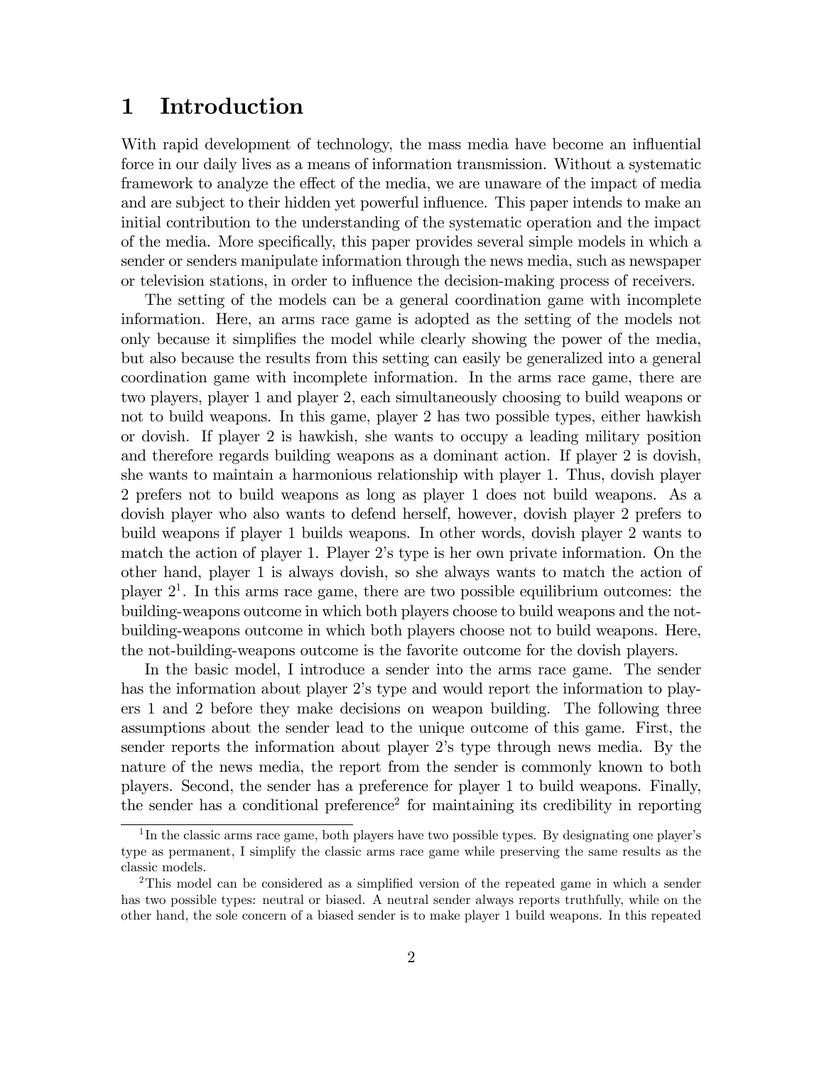# 1 Introduction

With rapid development of technology, the mass media have become an influential force in our daily lives as a means of information transmission. Without a systematic framework to analyze the effect of the media, we are unaware of the impact of media and are subject to their hidden yet powerful influence. This paper intends to make an initial contribution to the understanding of the systematic operation and the impact of the media. More specifically, this paper provides several simple models in which a sender or senders manipulate information through the news media, such as newspaper or television stations, in order to influence the decision-making process of receivers.

The setting of the models can be a general coordination game with incomplete information. Here, an arms race game is adopted as the setting of the models not only because it simplifies the model while clearly showing the power of the media, but also because the results from this setting can easily be generalized into a general coordination game with incomplete information. In the arms race game, there are two players, player 1 and player 2, each simultaneously choosing to build weapons or not to build weapons. In this game, player 2 has two possible types, either hawkish or dovish. If player 2 is hawkish, she wants to occupy a leading military position and therefore regards building weapons as a dominant action. If player 2 is dovish, she wants to maintain a harmonious relationship with player 1. Thus, dovish player 2 prefers not to build weapons as long as player 1 does not build weapons. As a dovish player who also wants to defend herself, however, dovish player 2 prefers to build weapons if player 1 builds weapons. In other words, dovish player 2 wants to match the action of player 1. Player 2's type is her own private information. On the other hand, player 1 is always dovish, so she always wants to match the action of player 2[1]. In this arms race game, there are two possible equilibrium outcomes: the building-weapons outcome in which both players choose to build weapons and the not-building-weapons outcome in which both players choose not to build weapons. Here, the not-building-weapons outcome is the favorite outcome for the dovish players.

In the basic model, I introduce a sender into the arms race game. The sender has the information about player 2's type and would report the information to players 1 and 2 before they make decisions on weapon building. The following three assumptions about the sender lead to the unique outcome of this game. First, the sender reports the information about player 2's type through news media. By the nature of the news media, the report from the sender is commonly known to both players. Second, the sender has a preference for player 1 to build weapons. Finally, the sender has a conditional preference[2] for maintaining its credibility in reporting

[1] In the classic arms race game, both players have two possible types. By designating one player's type as permanent, I simplify the classic arms race game while preserving the same results as the classic models.

[2] This model can be considered as a simplified version of the repeated game in which a sender has two possible types: neutral or biased. A neutral sender always reports truthfully, while on the other hand, the sole concern of a biased sender is to make player 1 build weapons. In this repeated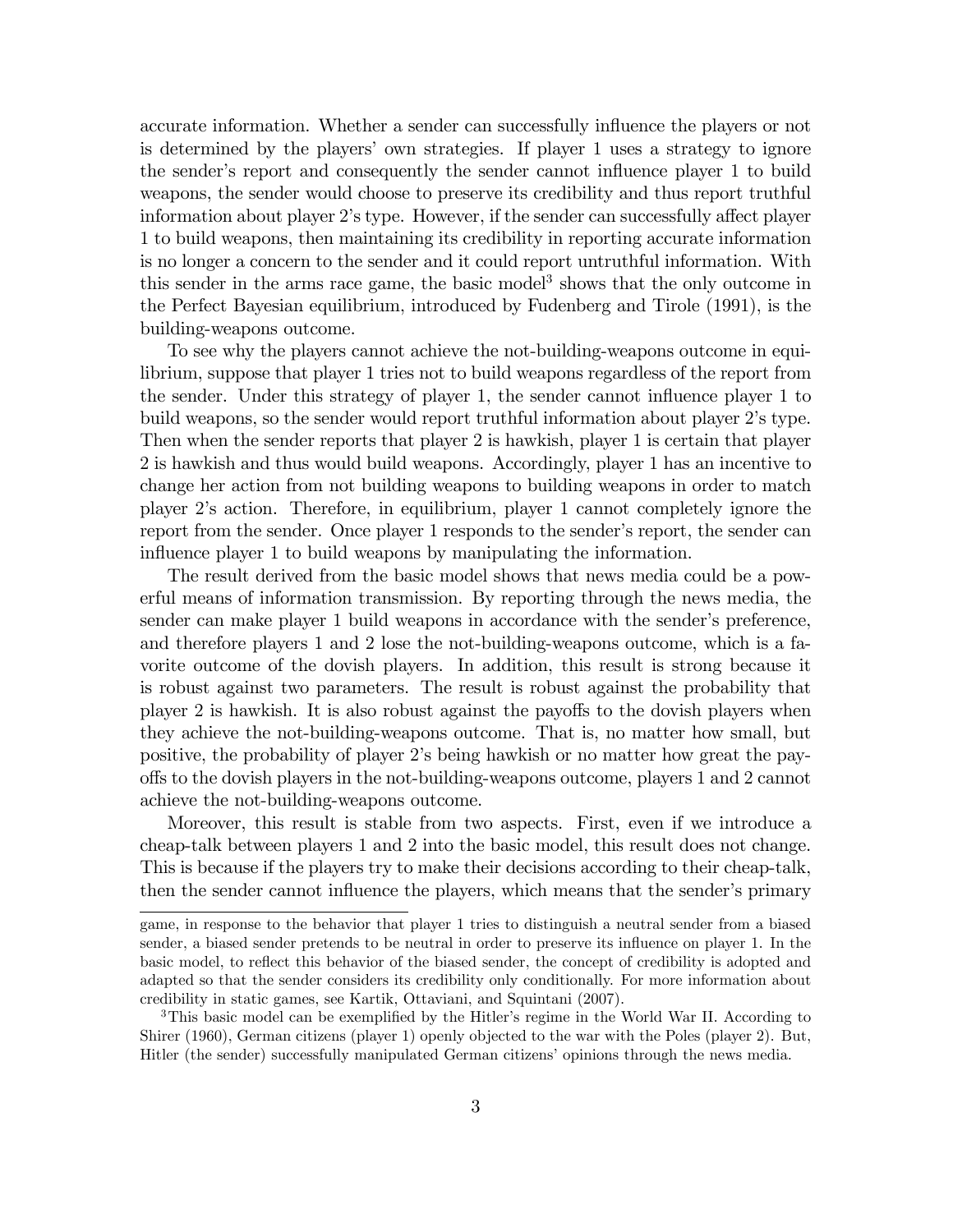accurate information. Whether a sender can successfully influence the players or not is determined by the players' own strategies. If player 1 uses a strategy to ignore the sender's report and consequently the sender cannot influence player 1 to build weapons, the sender would choose to preserve its credibility and thus report truthful information about player 2's type. However, if the sender can successfully affect player 1 to build weapons, then maintaining its credibility in reporting accurate information is no longer a concern to the sender and it could report untruthful information. With this sender in the arms race game, the basic model[3] shows that the only outcome in the Perfect Bayesian equilibrium, introduced by Fudenberg and Tirole (1991), is the building-weapons outcome.

To see why the players cannot achieve the not-building-weapons outcome in equilibrium, suppose that player 1 tries not to build weapons regardless of the report from the sender. Under this strategy of player 1, the sender cannot influence player 1 to build weapons, so the sender would report truthful information about player 2's type. Then when the sender reports that player 2 is hawkish, player 1 is certain that player 2 is hawkish and thus would build weapons. Accordingly, player 1 has an incentive to change her action from not building weapons to building weapons in order to match player 2's action. Therefore, in equilibrium, player 1 cannot completely ignore the report from the sender. Once player 1 responds to the sender's report, the sender can influence player 1 to build weapons by manipulating the information.

The result derived from the basic model shows that news media could be a powerful means of information transmission. By reporting through the news media, the sender can make player 1 build weapons in accordance with the sender's preference, and therefore players 1 and 2 lose the not-building-weapons outcome, which is a favorite outcome of the dovish players. In addition, this result is strong because it is robust against two parameters. The result is robust against the probability that player 2 is hawkish. It is also robust against the payoffs to the dovish players when they achieve the not-building-weapons outcome. That is, no matter how small, but positive, the probability of player 2's being hawkish or no matter how great the payoffs to the dovish players in the not-building-weapons outcome, players 1 and 2 cannot achieve the not-building-weapons outcome.

Moreover, this result is stable from two aspects. First, even if we introduce a cheap-talk between players 1 and 2 into the basic model, this result does not change. This is because if the players try to make their decisions according to their cheap-talk, then the sender cannot influence the players, which means that the sender's primary

---

game, in response to the behavior that player 1 tries to distinguish a neutral sender from a biased sender, a biased sender pretends to be neutral in order to preserve its influence on player 1. In the basic model, to reflect this behavior of the biased sender, the concept of credibility is adopted and adapted so that the sender considers its credibility only conditionally. For more information about credibility in static games, see Kartik, Ottaviani, and Squintani (2007).

[3] This basic model can be exemplified by the Hitler's regime in the World War II. According to Shirer (1960), German citizens (player 1) openly objected to the war with the Poles (player 2). But, Hitler (the sender) successfully manipulated German citizens' opinions through the news media.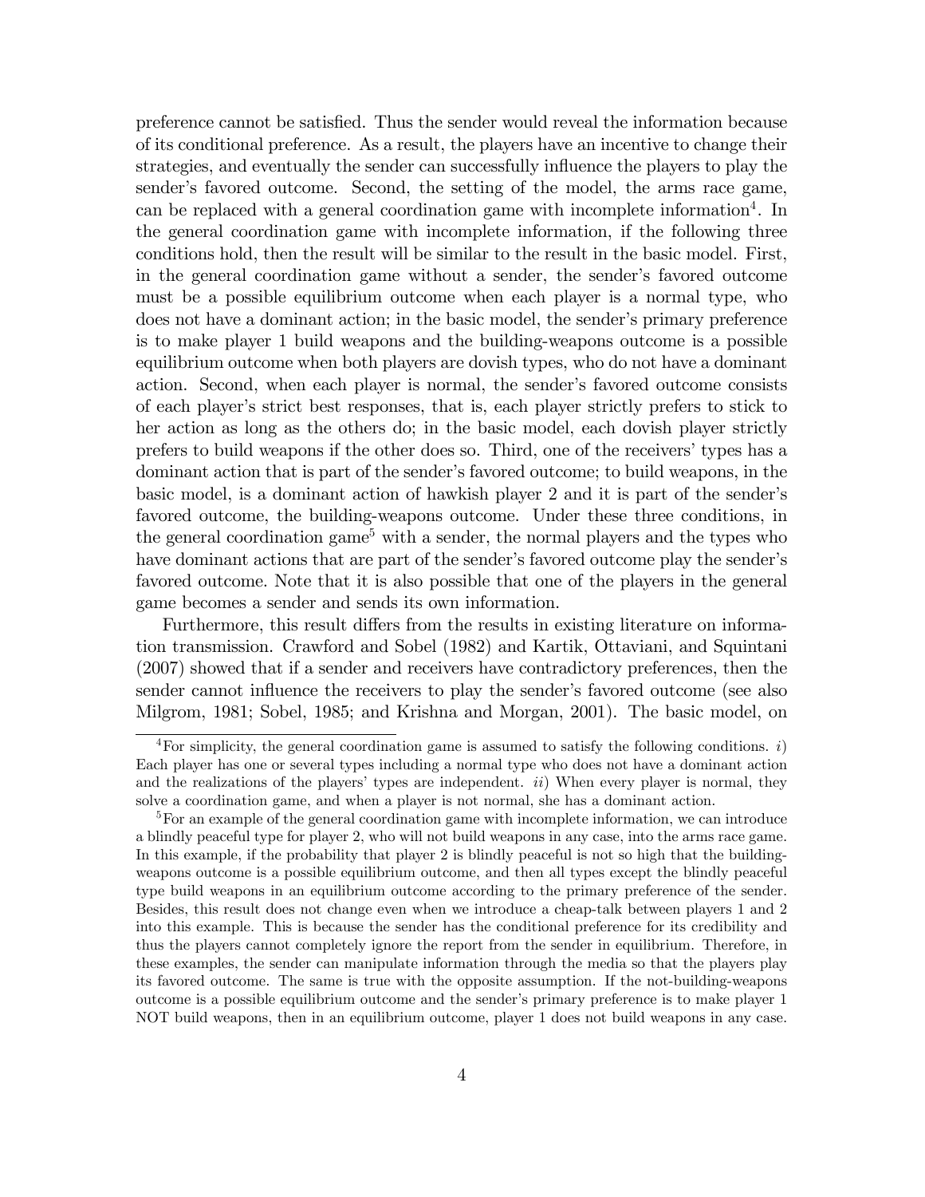preference cannot be satisfied. Thus the sender would reveal the information because of its conditional preference. As a result, the players have an incentive to change their strategies, and eventually the sender can successfully influence the players to play the sender's favored outcome. Second, the setting of the model, the arms race game, can be replaced with a general coordination game with incomplete information[4]. In the general coordination game with incomplete information, if the following three conditions hold, then the result will be similar to the result in the basic model. First, in the general coordination game without a sender, the sender's favored outcome must be a possible equilibrium outcome when each player is a normal type, who does not have a dominant action; in the basic model, the sender's primary preference is to make player 1 build weapons and the building-weapons outcome is a possible equilibrium outcome when both players are dovish types, who do not have a dominant action. Second, when each player is normal, the sender's favored outcome consists of each player's strict best responses, that is, each player strictly prefers to stick to her action as long as the others do; in the basic model, each dovish player strictly prefers to build weapons if the other does so. Third, one of the receivers' types has a dominant action that is part of the sender's favored outcome; to build weapons, in the basic model, is a dominant action of hawkish player 2 and it is part of the sender's favored outcome, the building-weapons outcome. Under these three conditions, in the general coordination game[5] with a sender, the normal players and the types who have dominant actions that are part of the sender's favored outcome play the sender's favored outcome. Note that it is also possible that one of the players in the general game becomes a sender and sends its own information.

Furthermore, this result differs from the results in existing literature on information transmission. Crawford and Sobel (1982) and Kartik, Ottaviani, and Squintani (2007) showed that if a sender and receivers have contradictory preferences, then the sender cannot influence the receivers to play the sender's favored outcome (see also Milgrom, 1981; Sobel, 1985; and Krishna and Morgan, 2001). The basic model, on

[4] For simplicity, the general coordination game is assumed to satisfy the following conditions. *i*) Each player has one or several types including a normal type who does not have a dominant action and the realizations of the players' types are independent. *ii*) When every player is normal, they solve a coordination game, and when a player is not normal, she has a dominant action.

[5] For an example of the general coordination game with incomplete information, we can introduce a blindly peaceful type for player 2, who will not build weapons in any case, into the arms race game. In this example, if the probability that player 2 is blindly peaceful is not so high that the building-weapons outcome is a possible equilibrium outcome, and then all types except the blindly peaceful type build weapons in an equilibrium outcome according to the primary preference of the sender. Besides, this result does not change even when we introduce a cheap-talk between players 1 and 2 into this example. This is because the sender has the conditional preference for its credibility and thus the players cannot completely ignore the report from the sender in equilibrium. Therefore, in these examples, the sender can manipulate information through the media so that the players play its favored outcome. The same is true with the opposite assumption. If the not-building-weapons outcome is a possible equilibrium outcome and the sender's primary preference is to make player 1 NOT build weapons, then in an equilibrium outcome, player 1 does not build weapons in any case.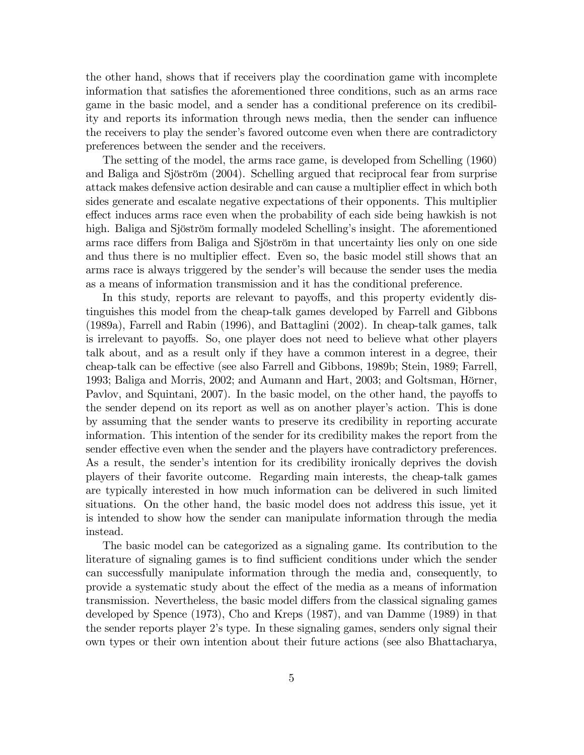the other hand, shows that if receivers play the coordination game with incomplete information that satisfies the aforementioned three conditions, such as an arms race game in the basic model, and a sender has a conditional preference on its credibility and reports its information through news media, then the sender can influence the receivers to play the sender's favored outcome even when there are contradictory preferences between the sender and the receivers.

The setting of the model, the arms race game, is developed from Schelling (1960) and Baliga and Sjöström (2004). Schelling argued that reciprocal fear from surprise attack makes defensive action desirable and can cause a multiplier effect in which both sides generate and escalate negative expectations of their opponents. This multiplier effect induces arms race even when the probability of each side being hawkish is not high. Baliga and Sjöström formally modeled Schelling's insight. The aforementioned arms race differs from Baliga and Sjöström in that uncertainty lies only on one side and thus there is no multiplier effect. Even so, the basic model still shows that an arms race is always triggered by the sender's will because the sender uses the media as a means of information transmission and it has the conditional preference.

In this study, reports are relevant to payoffs, and this property evidently distinguishes this model from the cheap-talk games developed by Farrell and Gibbons (1989a), Farrell and Rabin (1996), and Battaglini (2002). In cheap-talk games, talk is irrelevant to payoffs. So, one player does not need to believe what other players talk about, and as a result only if they have a common interest in a degree, their cheap-talk can be effective (see also Farrell and Gibbons, 1989b; Stein, 1989; Farrell, 1993; Baliga and Morris, 2002; and Aumann and Hart, 2003; and Goltsman, Hörner, Pavlov, and Squintani, 2007). In the basic model, on the other hand, the payoffs to the sender depend on its report as well as on another player's action. This is done by assuming that the sender wants to preserve its credibility in reporting accurate information. This intention of the sender for its credibility makes the report from the sender effective even when the sender and the players have contradictory preferences. As a result, the sender's intention for its credibility ironically deprives the dovish players of their favorite outcome. Regarding main interests, the cheap-talk games are typically interested in how much information can be delivered in such limited situations. On the other hand, the basic model does not address this issue, yet it is intended to show how the sender can manipulate information through the media instead.

The basic model can be categorized as a signaling game. Its contribution to the literature of signaling games is to find sufficient conditions under which the sender can successfully manipulate information through the media and, consequently, to provide a systematic study about the effect of the media as a means of information transmission. Nevertheless, the basic model differs from the classical signaling games developed by Spence (1973), Cho and Kreps (1987), and van Damme (1989) in that the sender reports player 2's type. In these signaling games, senders only signal their own types or their own intention about their future actions (see also Bhattacharya,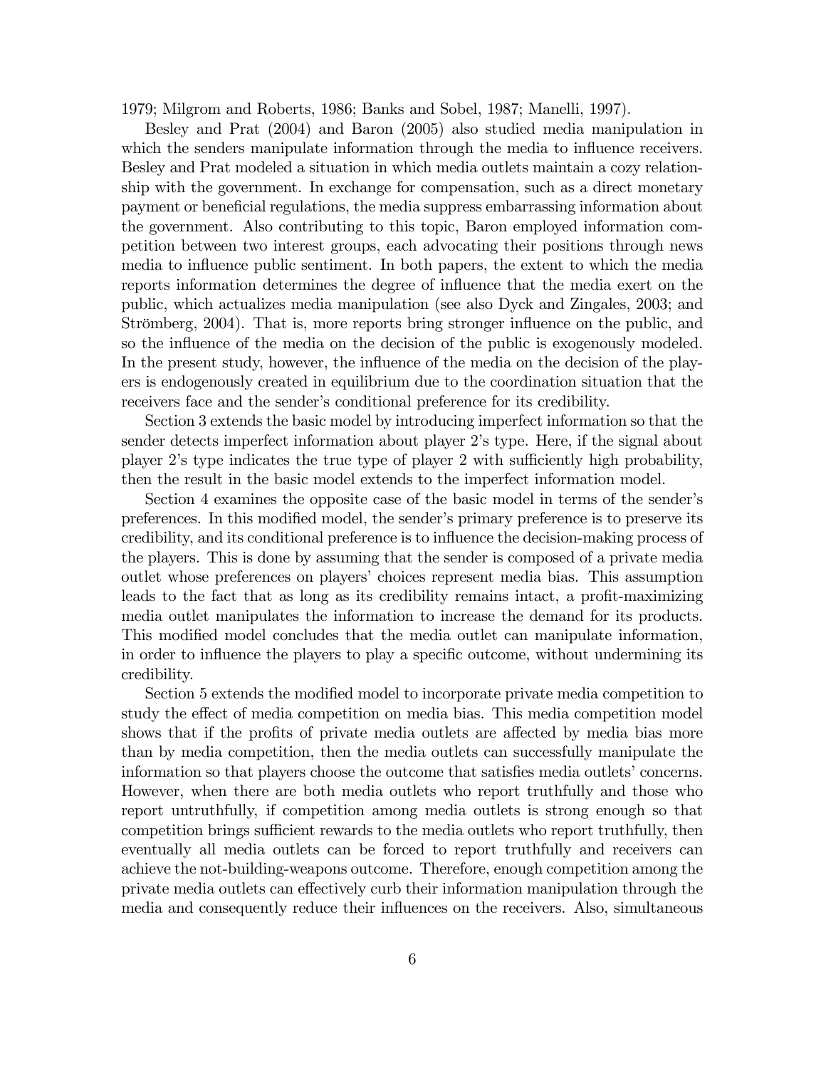1979; Milgrom and Roberts, 1986; Banks and Sobel, 1987; Manelli, 1997).

Besley and Prat (2004) and Baron (2005) also studied media manipulation in which the senders manipulate information through the media to influence receivers. Besley and Prat modeled a situation in which media outlets maintain a cozy relationship with the government. In exchange for compensation, such as a direct monetary payment or beneficial regulations, the media suppress embarrassing information about the government. Also contributing to this topic, Baron employed information competition between two interest groups, each advocating their positions through news media to influence public sentiment. In both papers, the extent to which the media reports information determines the degree of influence that the media exert on the public, which actualizes media manipulation (see also Dyck and Zingales, 2003; and Strömberg, 2004). That is, more reports bring stronger influence on the public, and so the influence of the media on the decision of the public is exogenously modeled. In the present study, however, the influence of the media on the decision of the players is endogenously created in equilibrium due to the coordination situation that the receivers face and the sender's conditional preference for its credibility.

Section 3 extends the basic model by introducing imperfect information so that the sender detects imperfect information about player 2's type. Here, if the signal about player 2's type indicates the true type of player 2 with sufficiently high probability, then the result in the basic model extends to the imperfect information model.

Section 4 examines the opposite case of the basic model in terms of the sender's preferences. In this modified model, the sender's primary preference is to preserve its credibility, and its conditional preference is to influence the decision-making process of the players. This is done by assuming that the sender is composed of a private media outlet whose preferences on players' choices represent media bias. This assumption leads to the fact that as long as its credibility remains intact, a profit-maximizing media outlet manipulates the information to increase the demand for its products. This modified model concludes that the media outlet can manipulate information, in order to influence the players to play a specific outcome, without undermining its credibility.

Section 5 extends the modified model to incorporate private media competition to study the effect of media competition on media bias. This media competition model shows that if the profits of private media outlets are affected by media bias more than by media competition, then the media outlets can successfully manipulate the information so that players choose the outcome that satisfies media outlets' concerns. However, when there are both media outlets who report truthfully and those who report untruthfully, if competition among media outlets is strong enough so that competition brings sufficient rewards to the media outlets who report truthfully, then eventually all media outlets can be forced to report truthfully and receivers can achieve the not-building-weapons outcome. Therefore, enough competition among the private media outlets can effectively curb their information manipulation through the media and consequently reduce their influences on the receivers. Also, simultaneous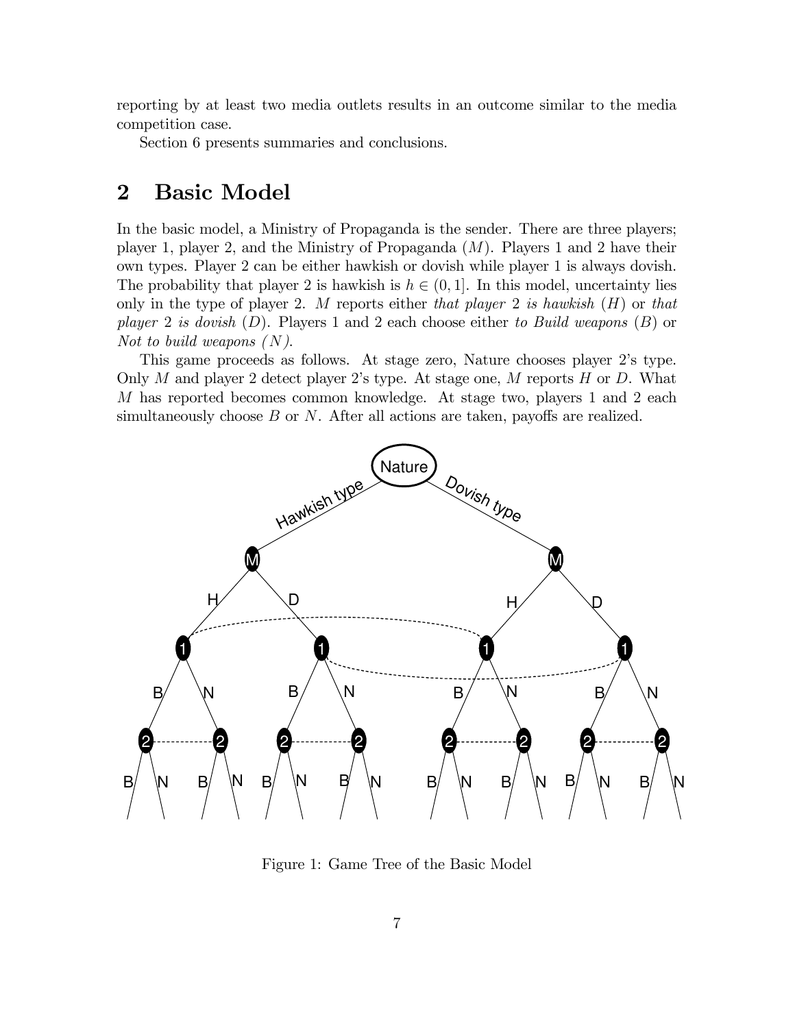reporting by at least two media outlets results in an outcome similar to the media competition case.

Section 6 presents summaries and conclusions.

## 2 Basic Model

In the basic model, a Ministry of Propaganda is the sender. There are three players; player 1, player 2, and the Ministry of Propaganda ($M$). Players 1 and 2 have their own types. Player 2 can be either hawkish or dovish while player 1 is always dovish. The probability that player 2 is hawkish is $h \in (0, 1]$. In this model, uncertainty lies only in the type of player 2. $M$ reports either *that player* 2 *is hawkish* ($H$) or *that player* 2 *is dovish* ($D$). Players 1 and 2 each choose either *to Build weapons* ($B$) or *Not to build weapons* ($N$).

This game proceeds as follows. At stage zero, Nature chooses player 2's type. Only $M$ and player 2 detect player 2's type. At stage one, $M$ reports $H$ or $D$. What $M$ has reported becomes common knowledge. At stage two, players 1 and 2 each simultaneously choose $B$ or $N$. After all actions are taken, payoffs are realized.

Figure 1: Game Tree of the Basic Model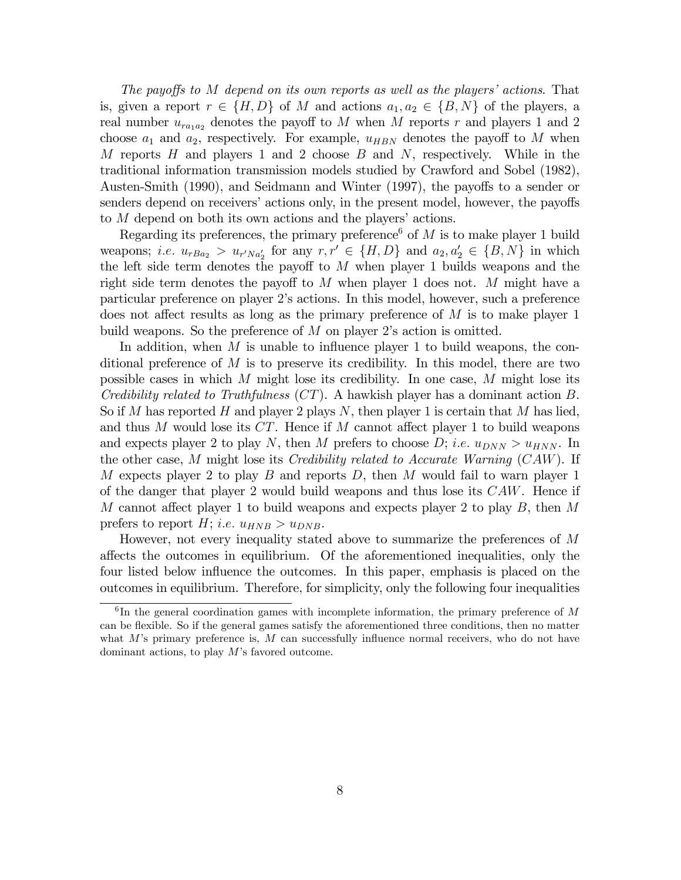*The payoffs to $M$ depend on its own reports as well as the players' actions*. That is, given a report $r \in \{H, D\}$ of $M$ and actions $a_1, a_2 \in \{B, N\}$ of the players, a real number $u_{ra_1a_2}$ denotes the payoff to $M$ when $M$ reports $r$ and players 1 and 2 choose $a_1$ and $a_2$, respectively. For example, $u_{HBN}$ denotes the payoff to $M$ when $M$ reports $H$ and players 1 and 2 choose $B$ and $N$, respectively. While in the traditional information transmission models studied by Crawford and Sobel (1982), Austen-Smith (1990), and Seidmann and Winter (1997), the payoffs to a sender or senders depend on receivers' actions only, in the present model, however, the payoffs to $M$ depend on both its own actions and the players' actions.

Regarding its preferences, the primary preference[6] of $M$ is to make player 1 build weapons; *i.e.* $u_{rBa_2} > u_{r'Na'_2}$ for any $r, r' \in \{H, D\}$ and $a_2, a'_2 \in \{B, N\}$ in which the left side term denotes the payoff to $M$ when player 1 builds weapons and the right side term denotes the payoff to $M$ when player 1 does not. $M$ might have a particular preference on player 2's actions. In this model, however, such a preference does not affect results as long as the primary preference of $M$ is to make player 1 build weapons. So the preference of $M$ on player 2's action is omitted.

In addition, when $M$ is unable to influence player 1 to build weapons, the conditional preference of $M$ is to preserve its credibility. In this model, there are two possible cases in which $M$ might lose its credibility. In one case, $M$ might lose its *Credibility related to Truthfulness* ($CT$). A hawkish player has a dominant action $B$. So if $M$ has reported $H$ and player 2 plays $N$, then player 1 is certain that $M$ has lied, and thus $M$ would lose its $CT$. Hence if $M$ cannot affect player 1 to build weapons and expects player 2 to play $N$, then $M$ prefers to choose $D$; *i.e.* $u_{DNN} > u_{HNN}$. In the other case, $M$ might lose its *Credibility related to Accurate Warning* ($CAW$). If $M$ expects player 2 to play $B$ and reports $D$, then $M$ would fail to warn player 1 of the danger that player 2 would build weapons and thus lose its $CAW$. Hence if $M$ cannot affect player 1 to build weapons and expects player 2 to play $B$, then $M$ prefers to report $H$; *i.e.* $u_{HNB} > u_{DNB}$.

However, not every inequality stated above to summarize the preferences of $M$ affects the outcomes in equilibrium. Of the aforementioned inequalities, only the four listed below influence the outcomes. In this paper, emphasis is placed on the outcomes in equilibrium. Therefore, for simplicity, only the following four inequalities

[6] In the general coordination games with incomplete information, the primary preference of $M$ can be flexible. So if the general games satisfy the aforementioned three conditions, then no matter what $M$'s primary preference is, $M$ can successfully influence normal receivers, who do not have dominant actions, to play $M$'s favored outcome.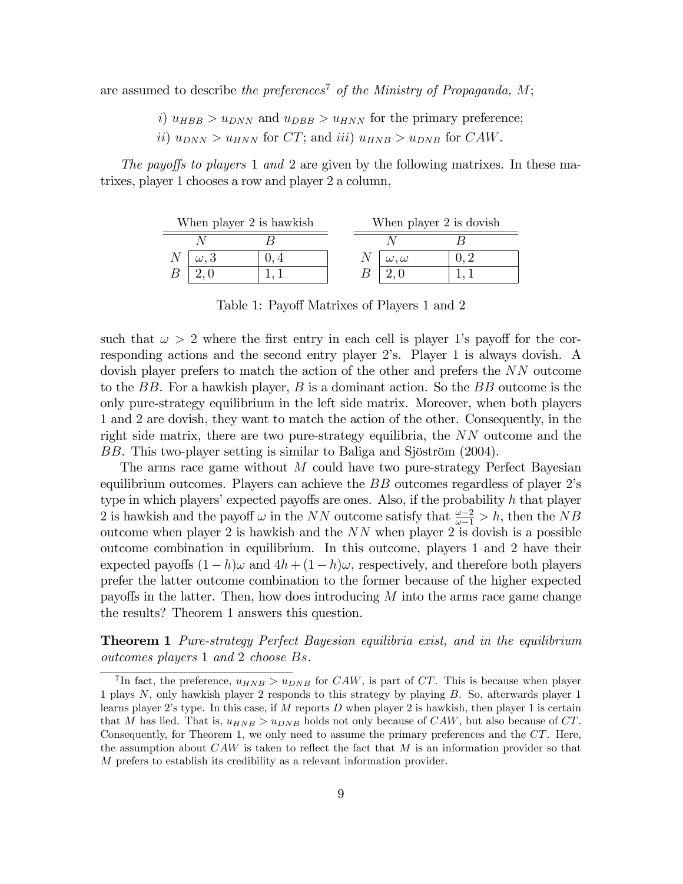are assumed to describe *the preferences*[7] *of the Ministry of Propaganda, M*;

$i)$ $u_{HBB} > u_{DNN}$ and $u_{DBB} > u_{HNN}$ for the primary preference;

$ii)$ $u_{DNN} > u_{HNN}$ for $CT$; and $iii)$ $u_{HNB} > u_{DNB}$ for $CAW$.

*The payoffs to players* 1 *and* 2 are given by the following matrixes. In these matrixes, player 1 chooses a row and player 2 a column,

| When player 2 is hawkish | | |
|---|---|---|
| | $N$ | $B$ |
| $N$ | $\omega, 3$ | $0, 4$ |
| $B$ | $2, 0$ | $1, 1$ |

| When player 2 is dovish | | |
|---|---|---|
| | $N$ | $B$ |
| $N$ | $\omega, \omega$ | $0, 2$ |
| $B$ | $2, 0$ | $1, 1$ |

Table 1: Payoff Matrixes of Players 1 and 2

such that $\omega > 2$ where the first entry in each cell is player 1's payoff for the corresponding actions and the second entry player 2's. Player 1 is always dovish. A dovish player prefers to match the action of the other and prefers the $NN$ outcome to the $BB$. For a hawkish player, $B$ is a dominant action. So the $BB$ outcome is the only pure-strategy equilibrium in the left side matrix. Moreover, when both players 1 and 2 are dovish, they want to match the action of the other. Consequently, in the right side matrix, there are two pure-strategy equilibria, the $NN$ outcome and the $BB$. This two-player setting is similar to Baliga and Sjöström (2004).

The arms race game without $M$ could have two pure-strategy Perfect Bayesian equilibrium outcomes. Players can achieve the $BB$ outcomes regardless of player 2's type in which players' expected payoffs are ones. Also, if the probability $h$ that player 2 is hawkish and the payoff $\omega$ in the $NN$ outcome satisfy that $\frac{\omega-2}{\omega-1} > h$, then the $NB$ outcome when player 2 is hawkish and the $NN$ when player 2 is dovish is a possible outcome combination in equilibrium. In this outcome, players 1 and 2 have their expected payoffs $(1-h)\omega$ and $4h + (1-h)\omega$, respectively, and therefore both players prefer the latter outcome combination to the former because of the higher expected payoffs in the latter. Then, how does introducing $M$ into the arms race game change the results? Theorem 1 answers this question.

**Theorem 1** *Pure-strategy Perfect Bayesian equilibria exist, and in the equilibrium outcomes players* 1 *and* 2 *choose Bs.*

[7] In fact, the preference, $u_{HNB} > u_{DNB}$ for $CAW$, is part of $CT$. This is because when player 1 plays $N$, only hawkish player 2 responds to this strategy by playing $B$. So, afterwards player 1 learns player 2's type. In this case, if $M$ reports $D$ when player 2 is hawkish, then player 1 is certain that $M$ has lied. That is, $u_{HNB} > u_{DNB}$ holds not only because of $CAW$, but also because of $CT$. Consequently, for Theorem 1, we only need to assume the primary preferences and the $CT$. Here, the assumption about $CAW$ is taken to reflect the fact that $M$ is an information provider so that $M$ prefers to establish its credibility as a relevant information provider.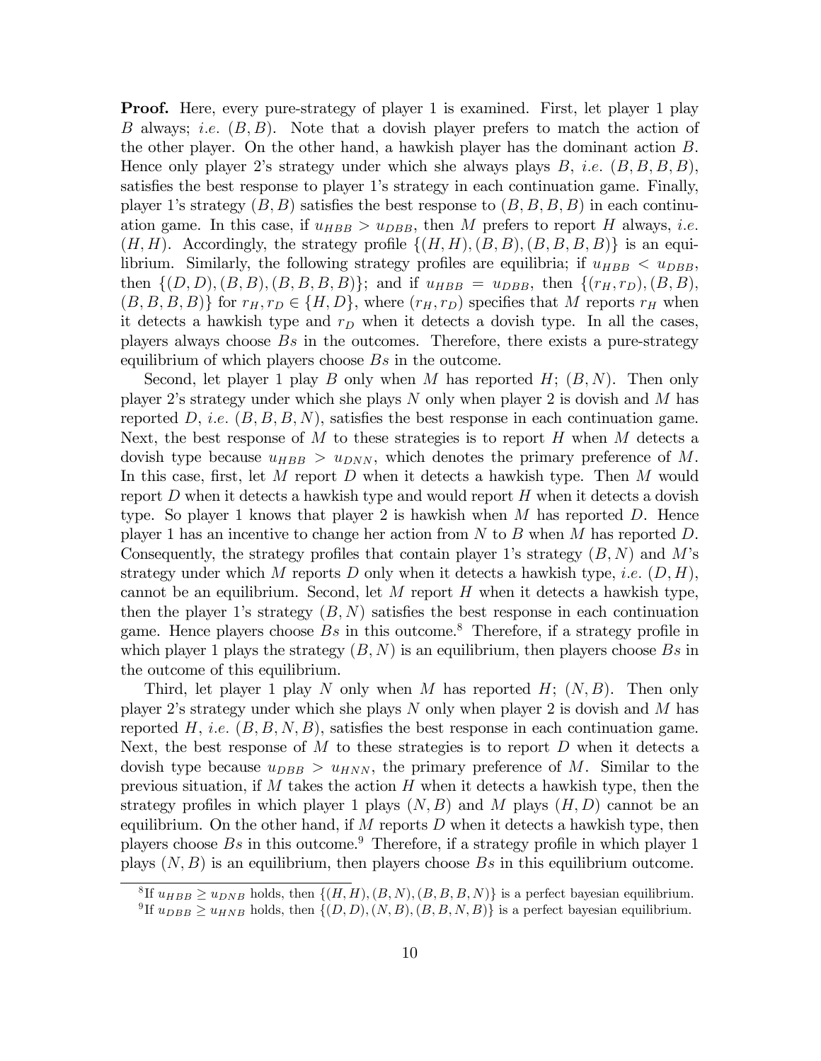**Proof.** Here, every pure-strategy of player 1 is examined. First, let player 1 play $B$ always; *i.e.* $(B, B)$. Note that a dovish player prefers to match the action of the other player. On the other hand, a hawkish player has the dominant action $B$. Hence only player 2's strategy under which she always plays $B$, *i.e.* $(B, B, B, B)$, satisfies the best response to player 1's strategy in each continuation game. Finally, player 1's strategy $(B, B)$ satisfies the best response to $(B, B, B, B)$ in each continuation game. In this case, if $u_{HBB} > u_{DBB}$, then $M$ prefers to report $H$ always, *i.e.* $(H, H)$. Accordingly, the strategy profile $\{(H, H), (B, B), (B, B, B, B)\}$ is an equilibrium. Similarly, the following strategy profiles are equilibria; if $u_{HBB} < u_{DBB}$, then $\{(D, D), (B, B), (B, B, B, B)\}$; and if $u_{HBB} = u_{DBB}$, then $\{(r_H, r_D), (B, B), (B, B, B, B)\}$ for $r_H, r_D \in \{H, D\}$, where $(r_H, r_D)$ specifies that $M$ reports $r_H$ when it detects a hawkish type and $r_D$ when it detects a dovish type. In all the cases, players always choose $B$s in the outcomes. Therefore, there exists a pure-strategy equilibrium of which players choose $B$s in the outcome.

Second, let player 1 play $B$ only when $M$ has reported $H$; $(B, N)$. Then only player 2's strategy under which she plays $N$ only when player 2 is dovish and $M$ has reported $D$, *i.e.* $(B, B, B, N)$, satisfies the best response in each continuation game. Next, the best response of $M$ to these strategies is to report $H$ when $M$ detects a dovish type because $u_{HBB} > u_{DNN}$, which denotes the primary preference of $M$. In this case, first, let $M$ report $D$ when it detects a hawkish type. Then $M$ would report $D$ when it detects a hawkish type and would report $H$ when it detects a dovish type. So player 1 knows that player 2 is hawkish when $M$ has reported $D$. Hence player 1 has an incentive to change her action from $N$ to $B$ when $M$ has reported $D$. Consequently, the strategy profiles that contain player 1's strategy $(B, N)$ and $M$'s strategy under which $M$ reports $D$ only when it detects a hawkish type, *i.e.* $(D, H)$, cannot be an equilibrium. Second, let $M$ report $H$ when it detects a hawkish type, then the player 1's strategy $(B, N)$ satisfies the best response in each continuation game. Hence players choose $B$s in this outcome.[8] Therefore, if a strategy profile in which player 1 plays the strategy $(B, N)$ is an equilibrium, then players choose $B$s in the outcome of this equilibrium.

Third, let player 1 play $N$ only when $M$ has reported $H$; $(N, B)$. Then only player 2's strategy under which she plays $N$ only when player 2 is dovish and $M$ has reported $H$, *i.e.* $(B, B, N, B)$, satisfies the best response in each continuation game. Next, the best response of $M$ to these strategies is to report $D$ when it detects a dovish type because $u_{DBB} > u_{HNN}$, the primary preference of $M$. Similar to the previous situation, if $M$ takes the action $H$ when it detects a hawkish type, then the strategy profiles in which player 1 plays $(N, B)$ and $M$ plays $(H, D)$ cannot be an equilibrium. On the other hand, if $M$ reports $D$ when it detects a hawkish type, then players choose $B$s in this outcome.[9] Therefore, if a strategy profile in which player 1 plays $(N, B)$ is an equilibrium, then players choose $B$s in this equilibrium outcome.

[8] If $u_{HBB} \geq u_{DNB}$ holds, then $\{(H, H), (B, N), (B, B, B, N)\}$ is a perfect bayesian equilibrium.

[9] If $u_{DBB} \geq u_{HNB}$ holds, then $\{(D, D), (N, B), (B, B, N, B)\}$ is a perfect bayesian equilibrium.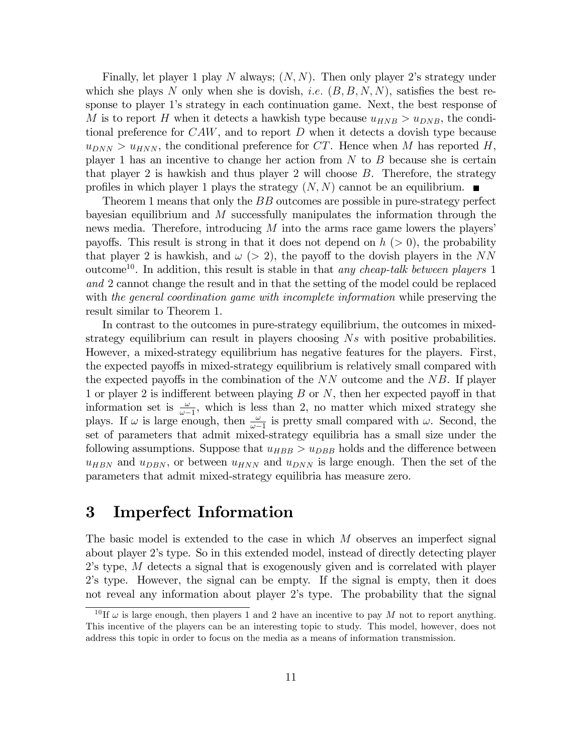Finally, let player 1 play $N$ always; $(N, N)$. Then only player 2's strategy under which she plays $N$ only when she is dovish, *i.e.* $(B, B, N, N)$, satisfies the best response to player 1's strategy in each continuation game. Next, the best response of $M$ is to report $H$ when it detects a hawkish type because $u_{HNB} > u_{DNB}$, the conditional preference for $CAW$, and to report $D$ when it detects a dovish type because $u_{DNN} > u_{HNN}$, the conditional preference for $CT$. Hence when $M$ has reported $H$, player 1 has an incentive to change her action from $N$ to $B$ because she is certain that player 2 is hawkish and thus player 2 will choose $B$. Therefore, the strategy profiles in which player 1 plays the strategy $(N, N)$ cannot be an equilibrium. ■

Theorem 1 means that only the $BB$ outcomes are possible in pure-strategy perfect bayesian equilibrium and $M$ successfully manipulates the information through the news media. Therefore, introducing $M$ into the arms race game lowers the players' payoffs. This result is strong in that it does not depend on $h$ $(> 0)$, the probability that player 2 is hawkish, and $\omega$ $(> 2)$, the payoff to the dovish players in the $NN$ outcome[10]. In addition, this result is stable in that *any cheap-talk between players* 1 *and* 2 cannot change the result and in that the setting of the model could be replaced with *the general coordination game with incomplete information* while preserving the result similar to Theorem 1.

In contrast to the outcomes in pure-strategy equilibrium, the outcomes in mixed-strategy equilibrium can result in players choosing $N$s with positive probabilities. However, a mixed-strategy equilibrium has negative features for the players. First, the expected payoffs in mixed-strategy equilibrium is relatively small compared with the expected payoffs in the combination of the $NN$ outcome and the $NB$. If player 1 or player 2 is indifferent between playing $B$ or $N$, then her expected payoff in that information set is $\frac{\omega}{\omega-1}$, which is less than 2, no matter which mixed strategy she plays. If $\omega$ is large enough, then $\frac{\omega}{\omega-1}$ is pretty small compared with $\omega$. Second, the set of parameters that admit mixed-strategy equilibria has a small size under the following assumptions. Suppose that $u_{HBB} > u_{DBB}$ holds and the difference between $u_{HBN}$ and $u_{DBN}$, or between $u_{HNN}$ and $u_{DNN}$ is large enough. Then the set of the parameters that admit mixed-strategy equilibria has measure zero.

# 3 Imperfect Information

The basic model is extended to the case in which $M$ observes an imperfect signal about player 2's type. So in this extended model, instead of directly detecting player 2's type, $M$ detects a signal that is exogenously given and is correlated with player 2's type. However, the signal can be empty. If the signal is empty, then it does not reveal any information about player 2's type. The probability that the signal

[10] If $\omega$ is large enough, then players 1 and 2 have an incentive to pay $M$ not to report anything. This incentive of the players can be an interesting topic to study. This model, however, does not address this topic in order to focus on the media as a means of information transmission.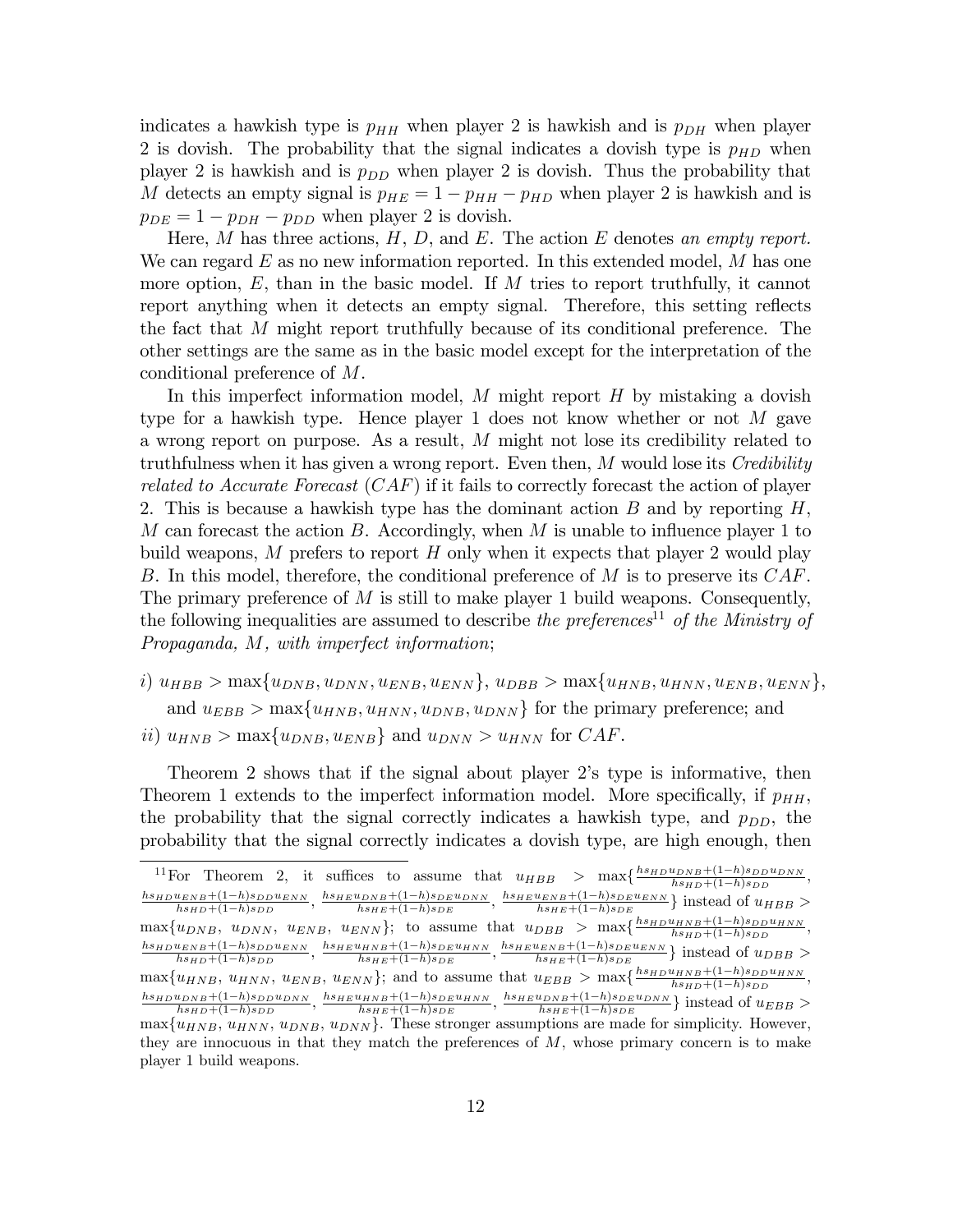indicates a hawkish type is $p_{HH}$ when player 2 is hawkish and is $p_{DH}$ when player 2 is dovish. The probability that the signal indicates a dovish type is $p_{HD}$ when player 2 is hawkish and is $p_{DD}$ when player 2 is dovish. Thus the probability that $M$ detects an empty signal is $p_{HE} = 1 - p_{HH} - p_{HD}$ when player 2 is hawkish and is $p_{DE} = 1 - p_{DH} - p_{DD}$ when player 2 is dovish.

Here, $M$ has three actions, $H$, $D$, and $E$. The action $E$ denotes *an empty report.* We can regard $E$ as no new information reported. In this extended model, $M$ has one more option, $E$, than in the basic model. If $M$ tries to report truthfully, it cannot report anything when it detects an empty signal. Therefore, this setting reflects the fact that $M$ might report truthfully because of its conditional preference. The other settings are the same as in the basic model except for the interpretation of the conditional preference of $M$.

In this imperfect information model, $M$ might report $H$ by mistaking a dovish type for a hawkish type. Hence player 1 does not know whether or not $M$ gave a wrong report on purpose. As a result, $M$ might not lose its credibility related to truthfulness when it has given a wrong report. Even then, $M$ would lose its *Credibility related to Accurate Forecast* ($CAF$) if it fails to correctly forecast the action of player 2. This is because a hawkish type has the dominant action $B$ and by reporting $H$, $M$ can forecast the action $B$. Accordingly, when $M$ is unable to influence player 1 to build weapons, $M$ prefers to report $H$ only when it expects that player 2 would play $B$. In this model, therefore, the conditional preference of $M$ is to preserve its $CAF$. The primary preference of $M$ is still to make player 1 build weapons. Consequently, the following inequalities are assumed to describe *the preferences*[11] *of the Ministry of Propaganda, $M$, with imperfect information*;

*i)* $u_{HBB} > \max\{u_{DNB}, u_{DNN}, u_{ENB}, u_{ENN}\}$, $u_{DBB} > \max\{u_{HNB}, u_{HNN}, u_{ENB}, u_{ENN}\}$, and $u_{EBB} > \max\{u_{HNB}, u_{HNN}, u_{DNB}, u_{DNN}\}$ for the primary preference; and

*ii)* $u_{HNB} > \max\{u_{DNB}, u_{ENB}\}$ and $u_{DNN} > u_{HNN}$ for $CAF$.

Theorem 2 shows that if the signal about player 2's type is informative, then Theorem 1 extends to the imperfect information model. More specifically, if $p_{HH}$, the probability that the signal correctly indicates a hawkish type, and $p_{DD}$, the probability that the signal correctly indicates a dovish type, are high enough, then

---

[11] For Theorem 2, it suffices to assume that $u_{HBB} > \max\{\frac{hs_{HD}u_{DNB}+(1-h)s_{DD}u_{DNN}}{hs_{HD}+(1-h)s_{DD}}, \frac{hs_{HD}u_{ENB}+(1-h)s_{DD}u_{ENN}}{hs_{HD}+(1-h)s_{DD}}, \frac{hs_{HE}u_{DNB}+(1-h)s_{DE}u_{DNN}}{hs_{HE}+(1-h)s_{DE}}, \frac{hs_{HE}u_{ENB}+(1-h)s_{DE}u_{ENN}}{hs_{HE}+(1-h)s_{DE}}\}$ instead of $u_{HBB} > \max\{u_{DNB}, u_{DNN}, u_{ENB}, u_{ENN}\}$; to assume that $u_{DBB} > \max\{\frac{hs_{HD}u_{HNB}+(1-h)s_{DD}u_{HNN}}{hs_{HD}+(1-h)s_{DD}}, \frac{hs_{HD}u_{ENB}+(1-h)s_{DD}u_{ENN}}{hs_{HD}+(1-h)s_{DD}}, \frac{hs_{HE}u_{HNB}+(1-h)s_{DE}u_{HNN}}{hs_{HE}+(1-h)s_{DE}}, \frac{hs_{HE}u_{ENB}+(1-h)s_{DE}u_{ENN}}{hs_{HE}+(1-h)s_{DE}}\}$ instead of $u_{DBB} > \max\{u_{HNB}, u_{HNN}, u_{ENB}, u_{ENN}\}$; and to assume that $u_{EBB} > \max\{\frac{hs_{HD}u_{HNB}+(1-h)s_{DD}u_{HNN}}{hs_{HD}+(1-h)s_{DD}}, \frac{hs_{HD}u_{DNB}+(1-h)s_{DD}u_{DNN}}{hs_{HD}+(1-h)s_{DD}}, \frac{hs_{HE}u_{HNB}+(1-h)s_{DE}u_{HNN}}{hs_{HE}+(1-h)s_{DE}}, \frac{hs_{HE}u_{DNB}+(1-h)s_{DE}u_{DNN}}{hs_{HE}+(1-h)s_{DE}}\}$ instead of $u_{EBB} > \max\{u_{HNB}, u_{HNN}, u_{DNB}, u_{DNN}\}$. These stronger assumptions are made for simplicity. However, they are innocuous in that they match the preferences of $M$, whose primary concern is to make player 1 build weapons.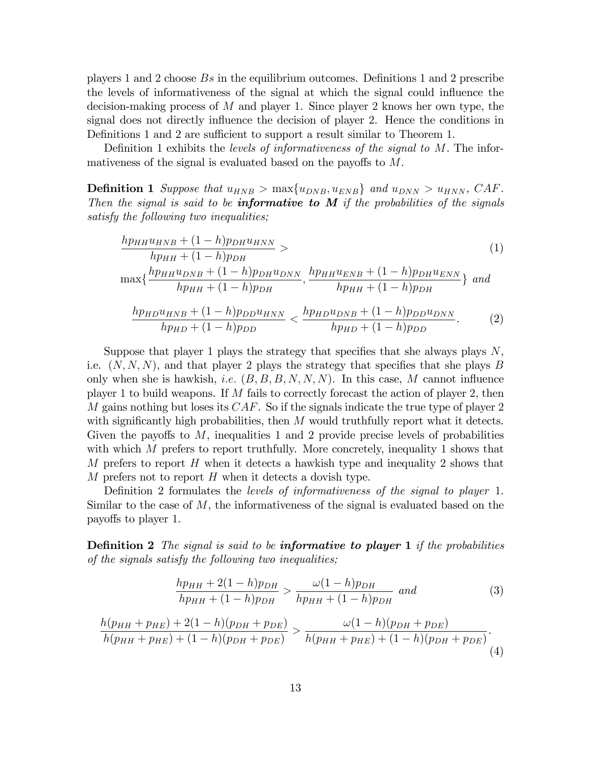players 1 and 2 choose $Bs$ in the equilibrium outcomes. Definitions 1 and 2 prescribe the levels of informativeness of the signal at which the signal could influence the decision-making process of $M$ and player 1. Since player 2 knows her own type, the signal does not directly influence the decision of player 2. Hence the conditions in Definitions 1 and 2 are sufficient to support a result similar to Theorem 1.

Definition 1 exhibits the *levels of informativeness of the signal to* $M$. The informativeness of the signal is evaluated based on the payoffs to $M$.

**Definition 1** *Suppose that $u_{HNB} > \max\{u_{DNB}, u_{ENB}\}$ and $u_{DNN} > u_{HNN}$, $CAF$. Then the signal is said to be **informative to M** if the probabilities of the signals satisfy the following two inequalities;*

$$
\begin{aligned}
&\frac{hp_{HH}u_{HNB} + (1-h)p_{DH}u_{HNN}}{hp_{HH} + (1-h)p_{DH}} > \\
&\max\left\{\frac{hp_{HH}u_{DNB} + (1-h)p_{DH}u_{DNN}}{hp_{HH} + (1-h)p_{DH}}, \frac{hp_{HH}u_{ENB} + (1-h)p_{DH}u_{ENN}}{hp_{HH} + (1-h)p_{DH}}\right\} \text{ and}
\end{aligned} \tag{1}
$$

$$
\frac{hp_{HD}u_{HNB} + (1-h)p_{DD}u_{HNN}}{hp_{HD} + (1-h)p_{DD}} < \frac{hp_{HD}u_{DNB} + (1-h)p_{DD}u_{DNN}}{hp_{HD} + (1-h)p_{DD}}. \tag{2}
$$

Suppose that player 1 plays the strategy that specifies that she always plays $N$, i.e. $(N, N, N)$, and that player 2 plays the strategy that specifies that she plays $B$ only when she is hawkish, *i.e.* $(B, B, B, N, N, N)$. In this case, $M$ cannot influence player 1 to build weapons. If $M$ fails to correctly forecast the action of player 2, then $M$ gains nothing but loses its $CAF$. So if the signals indicate the true type of player 2 with significantly high probabilities, then $M$ would truthfully report what it detects. Given the payoffs to $M$, inequalities 1 and 2 provide precise levels of probabilities with which $M$ prefers to report truthfully. More concretely, inequality 1 shows that $M$ prefers to report $H$ when it detects a hawkish type and inequality 2 shows that $M$ prefers not to report $H$ when it detects a dovish type.

Definition 2 formulates the *levels of informativeness of the signal to player* 1. Similar to the case of $M$, the informativeness of the signal is evaluated based on the payoffs to player 1.

**Definition 2** *The signal is said to be **informative to player 1** if the probabilities of the signals satisfy the following two inequalities;*

$$
\frac{hp_{HH} + 2(1-h)p_{DH}}{hp_{HH} + (1-h)p_{DH}} > \frac{\omega(1-h)p_{DH}}{hp_{HH} + (1-h)p_{DH}} \text{ and} \tag{3}
$$

$$
\frac{h(p_{HH} + p_{HE}) + 2(1-h)(p_{DH} + p_{DE})}{h(p_{HH} + p_{HE}) + (1-h)(p_{DH} + p_{DE})} > \frac{\omega(1-h)(p_{DH} + p_{DE})}{h(p_{HH} + p_{HE}) + (1-h)(p_{DH} + p_{DE})}. \tag{4}
$$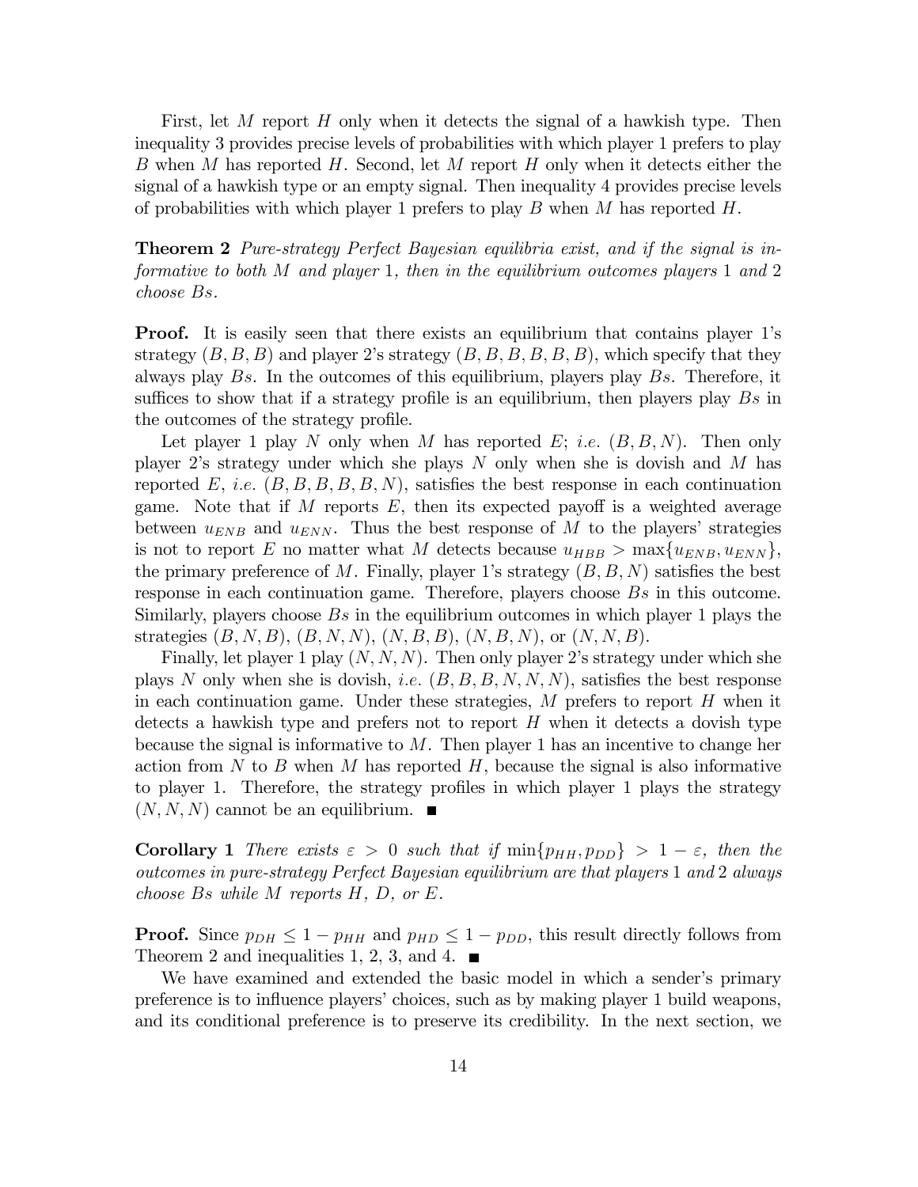First, let $M$ report $H$ only when it detects the signal of a hawkish type. Then inequality 3 provides precise levels of probabilities with which player 1 prefers to play $B$ when $M$ has reported $H$. Second, let $M$ report $H$ only when it detects either the signal of a hawkish type or an empty signal. Then inequality 4 provides precise levels of probabilities with which player 1 prefers to play $B$ when $M$ has reported $H$.

**Theorem 2** *Pure-strategy Perfect Bayesian equilibria exist, and if the signal is informative to both $M$ and player 1, then in the equilibrium outcomes players 1 and 2 choose $B$s.*

**Proof.** It is easily seen that there exists an equilibrium that contains player 1's strategy $(B, B, B)$ and player 2's strategy $(B, B, B, B, B, B)$, which specify that they always play $B$s. In the outcomes of this equilibrium, players play $B$s. Therefore, it suffices to show that if a strategy profile is an equilibrium, then players play $B$s in the outcomes of the strategy profile.

Let player 1 play $N$ only when $M$ has reported $E$; *i.e.* $(B, B, N)$. Then only player 2's strategy under which she plays $N$ only when she is dovish and $M$ has reported $E$, *i.e.* $(B, B, B, B, B, N)$, satisfies the best response in each continuation game. Note that if $M$ reports $E$, then its expected payoff is a weighted average between $u_{ENB}$ and $u_{ENN}$. Thus the best response of $M$ to the players' strategies is not to report $E$ no matter what $M$ detects because $u_{HBB} > \max\{u_{ENB}, u_{ENN}\}$, the primary preference of $M$. Finally, player 1's strategy $(B, B, N)$ satisfies the best response in each continuation game. Therefore, players choose $B$s in this outcome. Similarly, players choose $B$s in the equilibrium outcomes in which player 1 plays the strategies $(B, N, B)$, $(B, N, N)$, $(N, B, B)$, $(N, B, N)$, or $(N, N, B)$.

Finally, let player 1 play $(N, N, N)$. Then only player 2's strategy under which she plays $N$ only when she is dovish, *i.e.* $(B, B, B, N, N, N)$, satisfies the best response in each continuation game. Under these strategies, $M$ prefers to report $H$ when it detects a hawkish type and prefers not to report $H$ when it detects a dovish type because the signal is informative to $M$. Then player 1 has an incentive to change her action from $N$ to $B$ when $M$ has reported $H$, because the signal is also informative to player 1. Therefore, the strategy profiles in which player 1 plays the strategy $(N, N, N)$ cannot be an equilibrium. ■

**Corollary 1** *There exists $\varepsilon > 0$ such that if $\min\{p_{HH}, p_{DD}\} > 1 - \varepsilon$, then the outcomes in pure-strategy Perfect Bayesian equilibrium are that players 1 and 2 always choose $B$s while $M$ reports $H$, $D$, or $E$.*

**Proof.** Since $p_{DH} \leq 1 - p_{HH}$ and $p_{HD} \leq 1 - p_{DD}$, this result directly follows from Theorem 2 and inequalities 1, 2, 3, and 4. ■

We have examined and extended the basic model in which a sender's primary preference is to influence players' choices, such as by making player 1 build weapons, and its conditional preference is to preserve its credibility. In the next section, we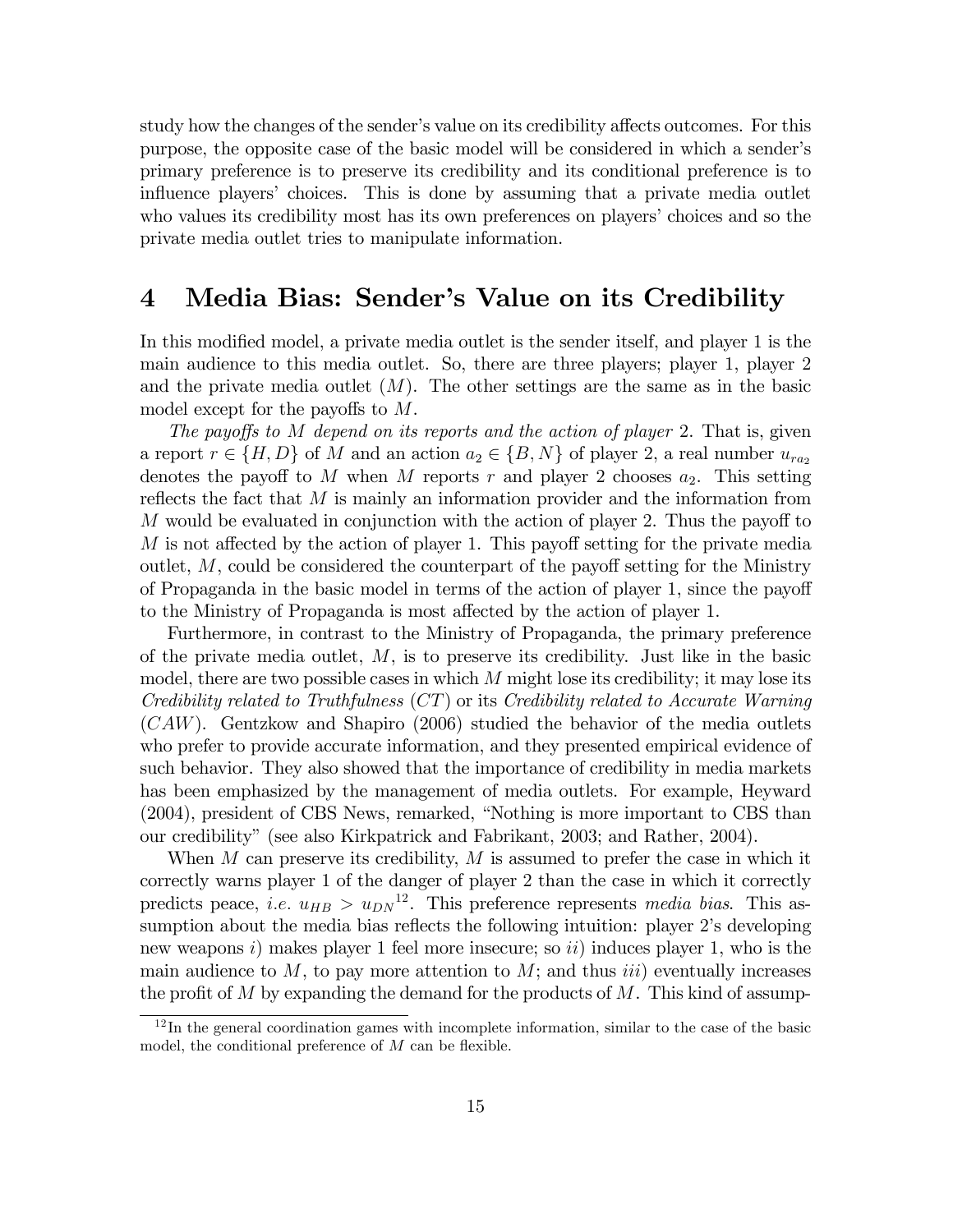study how the changes of the sender's value on its credibility affects outcomes. For this purpose, the opposite case of the basic model will be considered in which a sender's primary preference is to preserve its credibility and its conditional preference is to influence players' choices. This is done by assuming that a private media outlet who values its credibility most has its own preferences on players' choices and so the private media outlet tries to manipulate information.

# 4 Media Bias: Sender's Value on its Credibility

In this modified model, a private media outlet is the sender itself, and player 1 is the main audience to this media outlet. So, there are three players; player 1, player 2 and the private media outlet ($M$). The other settings are the same as in the basic model except for the payoffs to $M$.

*The payoffs to $M$ depend on its reports and the action of player 2.* That is, given a report $r \in \{H, D\}$ of $M$ and an action $a_2 \in \{B, N\}$ of player 2, a real number $u_{ra_2}$ denotes the payoff to $M$ when $M$ reports $r$ and player 2 chooses $a_2$. This setting reflects the fact that $M$ is mainly an information provider and the information from $M$ would be evaluated in conjunction with the action of player 2. Thus the payoff to $M$ is not affected by the action of player 1. This payoff setting for the private media outlet, $M$, could be considered the counterpart of the payoff setting for the Ministry of Propaganda in the basic model in terms of the action of player 1, since the payoff to the Ministry of Propaganda is most affected by the action of player 1.

Furthermore, in contrast to the Ministry of Propaganda, the primary preference of the private media outlet, $M$, is to preserve its credibility. Just like in the basic model, there are two possible cases in which $M$ might lose its credibility; it may lose its *Credibility related to Truthfulness* ($CT$) or its *Credibility related to Accurate Warning* ($CAW$). Gentzkow and Shapiro (2006) studied the behavior of the media outlets who prefer to provide accurate information, and they presented empirical evidence of such behavior. They also showed that the importance of credibility in media markets has been emphasized by the management of media outlets. For example, Heyward (2004), president of CBS News, remarked, "Nothing is more important to CBS than our credibility" (see also Kirkpatrick and Fabrikant, 2003; and Rather, 2004).

When $M$ can preserve its credibility, $M$ is assumed to prefer the case in which it correctly warns player 1 of the danger of player 2 than the case in which it correctly predicts peace, *i.e.* $u_{HB} > u_{DN}$[12]. This preference represents *media bias*. This assumption about the media bias reflects the following intuition: player 2's developing new weapons *i*) makes player 1 feel more insecure; so *ii*) induces player 1, who is the main audience to $M$, to pay more attention to $M$; and thus *iii*) eventually increases the profit of $M$ by expanding the demand for the products of $M$. This kind of assump-

[12] In the general coordination games with incomplete information, similar to the case of the basic model, the conditional preference of $M$ can be flexible.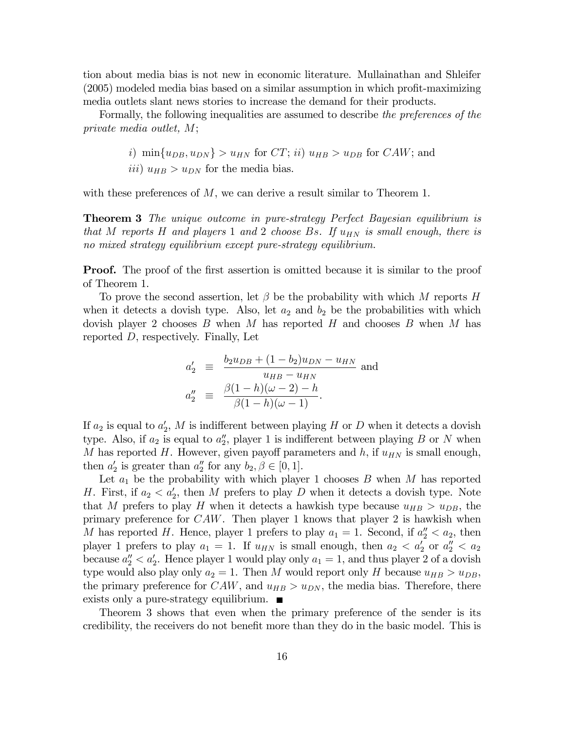tion about media bias is not new in economic literature. Mullainathan and Shleifer (2005) modeled media bias based on a similar assumption in which profit-maximizing media outlets slant news stories to increase the demand for their products.

Formally, the following inequalities are assumed to describe *the preferences of the private media outlet, M*;

$i)$ $\min\{u_{DB}, u_{DN}\} > u_{HN}$ for $CT$; $ii)$ $u_{HB} > u_{DB}$ for $CAW$; and
$iii)$ $u_{HB} > u_{DN}$ for the media bias.

with these preferences of $M$, we can derive a result similar to Theorem 1.

**Theorem 3** *The unique outcome in pure-strategy Perfect Bayesian equilibrium is that $M$ reports $H$ and players 1 and 2 choose $B$s. If $u_{HN}$ is small enough, there is no mixed strategy equilibrium except pure-strategy equilibrium.*

**Proof.** The proof of the first assertion is omitted because it is similar to the proof of Theorem 1.

To prove the second assertion, let $\beta$ be the probability with which $M$ reports $H$ when it detects a dovish type. Also, let $a_2$ and $b_2$ be the probabilities with which dovish player 2 chooses $B$ when $M$ has reported $H$ and chooses $B$ when $M$ has reported $D$, respectively. Finally, Let

$$
\begin{aligned}
a_2' &\equiv \frac{b_2 u_{DB} + (1-b_2)u_{DN} - u_{HN}}{u_{HB} - u_{HN}} \text{ and} \\
a_2'' &\equiv \frac{\beta(1-h)(\omega-2) - h}{\beta(1-h)(\omega-1)}.
\end{aligned}
$$

If $a_2$ is equal to $a_2'$, $M$ is indifferent between playing $H$ or $D$ when it detects a dovish type. Also, if $a_2$ is equal to $a_2''$, player 1 is indifferent between playing $B$ or $N$ when $M$ has reported $H$. However, given payoff parameters and $h$, if $u_{HN}$ is small enough, then $a_2'$ is greater than $a_2''$ for any $b_2, \beta \in [0,1]$.

Let $a_1$ be the probability with which player 1 chooses $B$ when $M$ has reported $H$. First, if $a_2 < a_2'$, then $M$ prefers to play $D$ when it detects a dovish type. Note that $M$ prefers to play $H$ when it detects a hawkish type because $u_{HB} > u_{DB}$, the primary preference for $CAW$. Then player 1 knows that player 2 is hawkish when $M$ has reported $H$. Hence, player 1 prefers to play $a_1 = 1$. Second, if $a_2'' < a_2$, then player 1 prefers to play $a_1 = 1$. If $u_{HN}$ is small enough, then $a_2 < a_2'$ or $a_2'' < a_2$ because $a_2'' < a_2'$. Hence player 1 would play only $a_1 = 1$, and thus player 2 of a dovish type would also play only $a_2 = 1$. Then $M$ would report only $H$ because $u_{HB} > u_{DB}$, the primary preference for $CAW$, and $u_{HB} > u_{DN}$, the media bias. Therefore, there exists only a pure-strategy equilibrium. ■

Theorem 3 shows that even when the primary preference of the sender is its credibility, the receivers do not benefit more than they do in the basic model. This is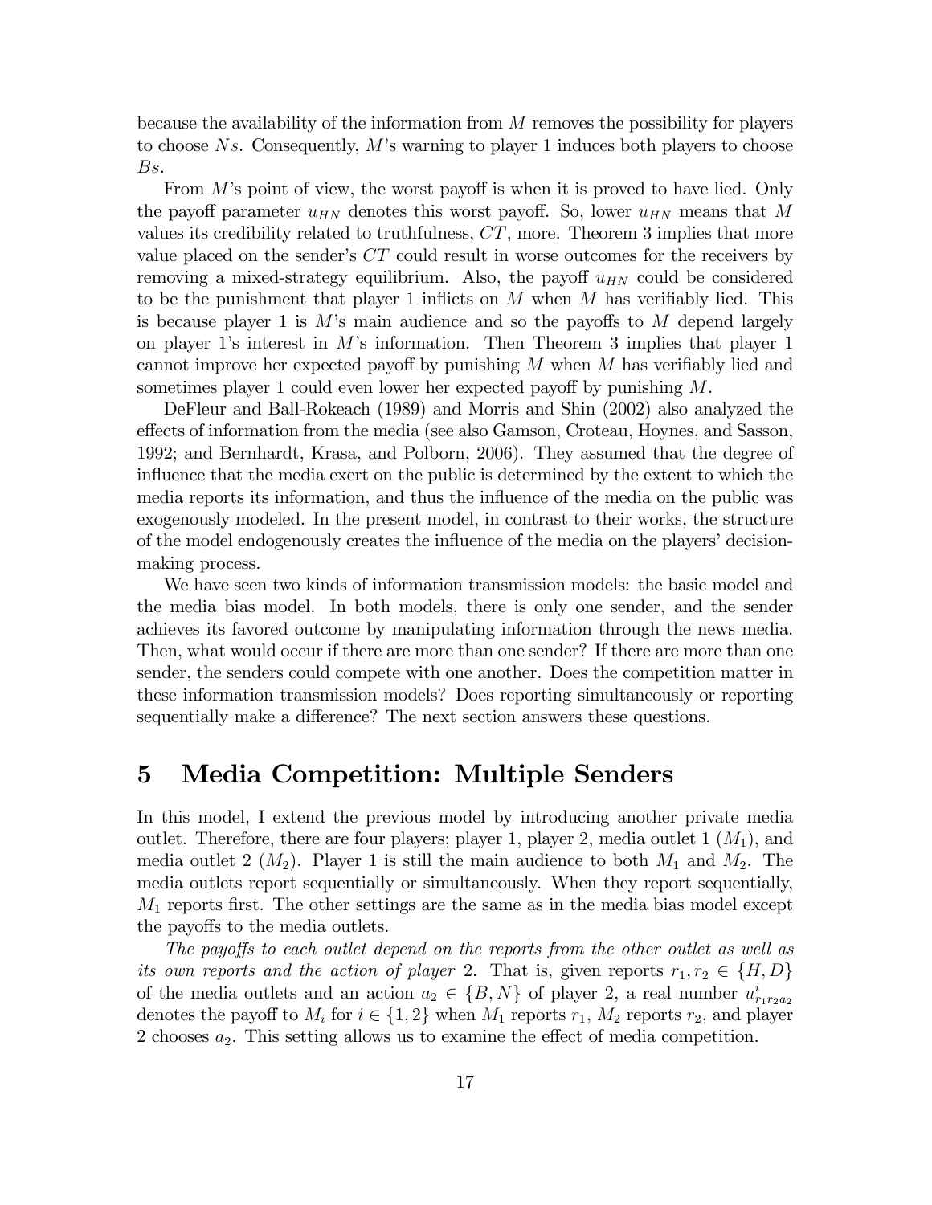because the availability of the information from $M$ removes the possibility for players to choose $Ns$. Consequently, $M$'s warning to player 1 induces both players to choose $Bs$.

From $M$'s point of view, the worst payoff is when it is proved to have lied. Only the payoff parameter $u_{HN}$ denotes this worst payoff. So, lower $u_{HN}$ means that $M$ values its credibility related to truthfulness, $CT$, more. Theorem 3 implies that more value placed on the sender's $CT$ could result in worse outcomes for the receivers by removing a mixed-strategy equilibrium. Also, the payoff $u_{HN}$ could be considered to be the punishment that player 1 inflicts on $M$ when $M$ has verifiably lied. This is because player 1 is $M$'s main audience and so the payoffs to $M$ depend largely on player 1's interest in $M$'s information. Then Theorem 3 implies that player 1 cannot improve her expected payoff by punishing $M$ when $M$ has verifiably lied and sometimes player 1 could even lower her expected payoff by punishing $M$.

DeFleur and Ball-Rokeach (1989) and Morris and Shin (2002) also analyzed the effects of information from the media (see also Gamson, Croteau, Hoynes, and Sasson, 1992; and Bernhardt, Krasa, and Polborn, 2006). They assumed that the degree of influence that the media exert on the public is determined by the extent to which the media reports its information, and thus the influence of the media on the public was exogenously modeled. In the present model, in contrast to their works, the structure of the model endogenously creates the influence of the media on the players' decision-making process.

We have seen two kinds of information transmission models: the basic model and the media bias model. In both models, there is only one sender, and the sender achieves its favored outcome by manipulating information through the news media. Then, what would occur if there are more than one sender? If there are more than one sender, the senders could compete with one another. Does the competition matter in these information transmission models? Does reporting simultaneously or reporting sequentially make a difference? The next section answers these questions.

# 5 Media Competition: Multiple Senders

In this model, I extend the previous model by introducing another private media outlet. Therefore, there are four players; player 1, player 2, media outlet 1 ($M_1$), and media outlet 2 ($M_2$). Player 1 is still the main audience to both $M_1$ and $M_2$. The media outlets report sequentially or simultaneously. When they report sequentially, $M_1$ reports first. The other settings are the same as in the media bias model except the payoffs to the media outlets.

*The payoffs to each outlet depend on the reports from the other outlet as well as its own reports and the action of player* 2. That is, given reports $r_1, r_2 \in \{H, D\}$ of the media outlets and an action $a_2 \in \{B, N\}$ of player 2, a real number $u^i_{r_1 r_2 a_2}$ denotes the payoff to $M_i$ for $i \in \{1, 2\}$ when $M_1$ reports $r_1$, $M_2$ reports $r_2$, and player 2 chooses $a_2$. This setting allows us to examine the effect of media competition.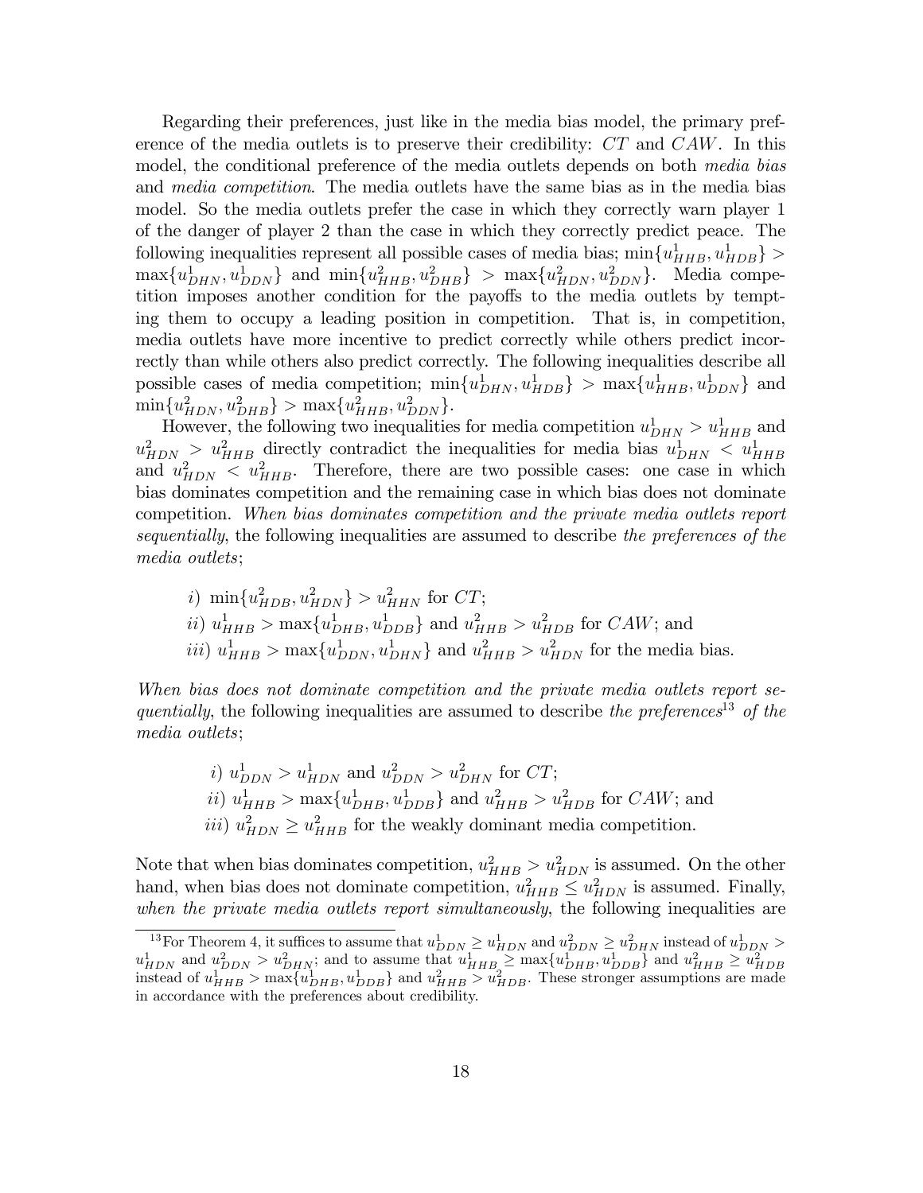Regarding their preferences, just like in the media bias model, the primary preference of the media outlets is to preserve their credibility: $CT$ and $CAW$. In this model, the conditional preference of the media outlets depends on both *media bias* and *media competition*. The media outlets have the same bias as in the media bias model. So the media outlets prefer the case in which they correctly warn player 1 of the danger of player 2 than the case in which they correctly predict peace. The following inequalities represent all possible cases of media bias; $\min\{u^1_{HHB}, u^1_{HDB}\} > \max\{u^1_{DHN}, u^1_{DDN}\}$ and $\min\{u^2_{HHB}, u^2_{DHB}\} > \max\{u^2_{HDN}, u^2_{DDN}\}$. Media competition imposes another condition for the payoffs to the media outlets by tempting them to occupy a leading position in competition. That is, in competition, media outlets have more incentive to predict correctly while others predict incorrectly than while others also predict correctly. The following inequalities describe all possible cases of media competition; $\min\{u^1_{DHN}, u^1_{HDB}\} > \max\{u^1_{HHB}, u^1_{DDN}\}$ and $\min\{u^2_{HDN}, u^2_{DHB}\} > \max\{u^2_{HHB}, u^2_{DDN}\}$.

However, the following two inequalities for media competition $u^1_{DHN} > u^1_{HHB}$ and $u^2_{HDN} > u^2_{HHB}$ directly contradict the inequalities for media bias $u^1_{DHN} < u^1_{HHB}$ and $u^2_{HDN} < u^2_{HHB}$. Therefore, there are two possible cases: one case in which bias dominates competition and the remaining case in which bias does not dominate competition. *When bias dominates competition and the private media outlets report sequentially*, the following inequalities are assumed to describe *the preferences of the media outlets*;

*i)* $\min\{u^2_{HDB}, u^2_{HDN}\} > u^2_{HHN}$ for $CT$;
*ii)* $u^1_{HHB} > \max\{u^1_{DHB}, u^1_{DDB}\}$ and $u^2_{HHB} > u^2_{HDB}$ for $CAW$; and
*iii)* $u^1_{HHB} > \max\{u^1_{DDN}, u^1_{DHN}\}$ and $u^2_{HHB} > u^2_{HDN}$ for the media bias.

*When bias does not dominate competition and the private media outlets report sequentially*, the following inequalities are assumed to describe *the preferences*[13] *of the media outlets*;

*i)* $u^1_{DDN} > u^1_{HDN}$ and $u^2_{DDN} > u^2_{DHN}$ for $CT$;
*ii)* $u^1_{HHB} > \max\{u^1_{DHB}, u^1_{DDB}\}$ and $u^2_{HHB} > u^2_{HDB}$ for $CAW$; and
*iii)* $u^2_{HDN} \geq u^2_{HHB}$ for the weakly dominant media competition.

Note that when bias dominates competition, $u^2_{HHB} > u^2_{HDN}$ is assumed. On the other hand, when bias does not dominate competition, $u^2_{HHB} \leq u^2_{HDN}$ is assumed. Finally, *when the private media outlets report simultaneously*, the following inequalities are

[13] For Theorem 4, it suffices to assume that $u^1_{DDN} \geq u^1_{HDN}$ and $u^2_{DDN} \geq u^2_{DHN}$ instead of $u^1_{DDN} > u^1_{HDN}$ and $u^2_{DDN} > u^2_{DHN}$; and to assume that $u^1_{HHB} \geq \max\{u^1_{DHB}, u^1_{DDB}\}$ and $u^2_{HHB} \geq u^2_{HDB}$ instead of $u^1_{HHB} > \max\{u^1_{DHB}, u^1_{DDB}\}$ and $u^2_{HHB} > u^2_{HDB}$. These stronger assumptions are made in accordance with the preferences about credibility.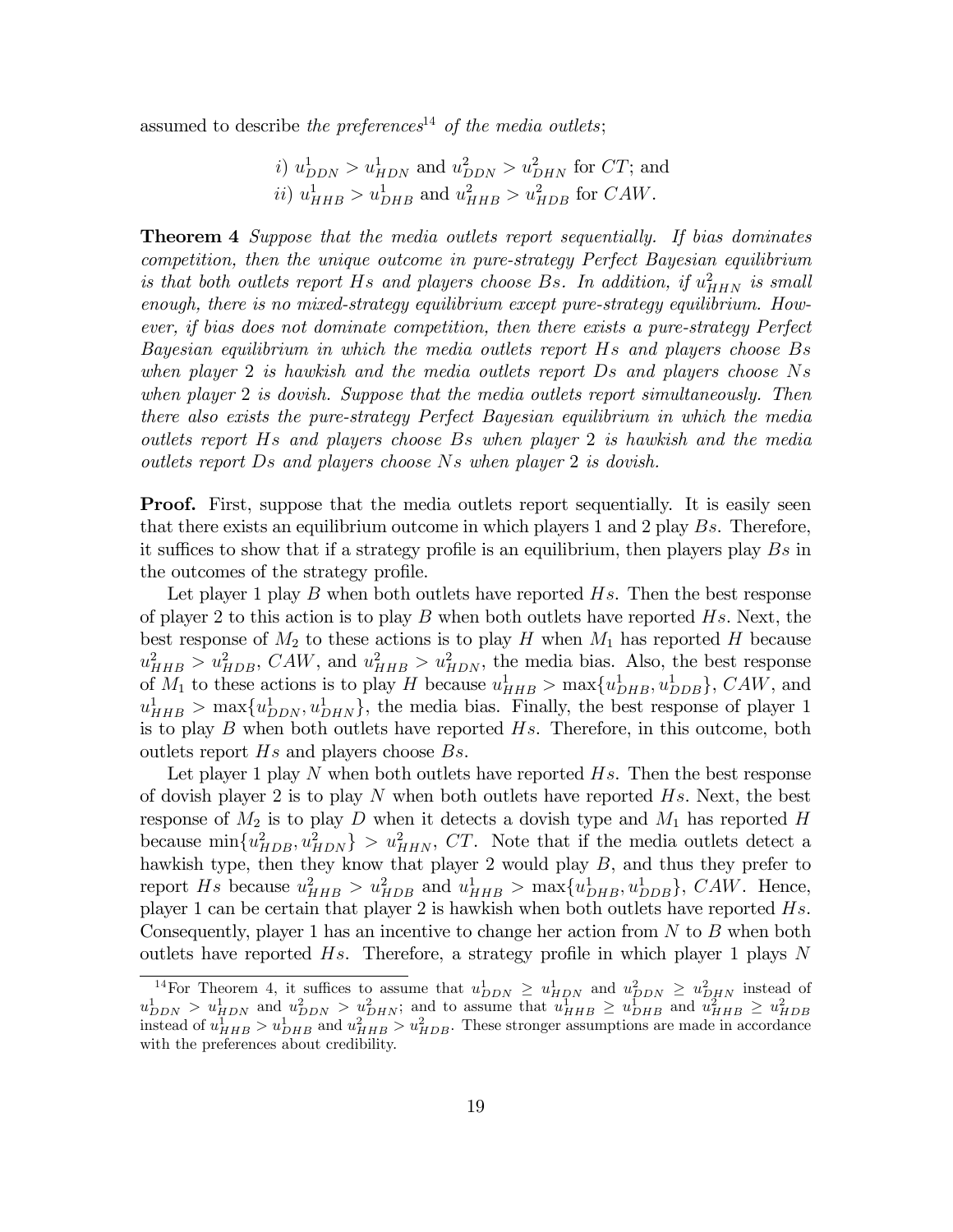assumed to describe *the preferences*[14] *of the media outlets*;

$i)$ $u^1_{DDN} > u^1_{HDN}$ and $u^2_{DDN} > u^2_{DHN}$ for $CT$; and
$ii)$ $u^1_{HHB} > u^1_{DHB}$ and $u^2_{HHB} > u^2_{HDB}$ for $CAW$.

**Theorem 4** *Suppose that the media outlets report sequentially. If bias dominates competition, then the unique outcome in pure-strategy Perfect Bayesian equilibrium is that both outlets report $Hs$ and players choose $Bs$. In addition, if $u^2_{HHN}$ is small enough, there is no mixed-strategy equilibrium except pure-strategy equilibrium. However, if bias does not dominate competition, then there exists a pure-strategy Perfect Bayesian equilibrium in which the media outlets report $Hs$ and players choose $Bs$ when player 2 is hawkish and the media outlets report $Ds$ and players choose $Ns$ when player 2 is dovish. Suppose that the media outlets report simultaneously. Then there also exists the pure-strategy Perfect Bayesian equilibrium in which the media outlets report $Hs$ and players choose $Bs$ when player 2 is hawkish and the media outlets report $Ds$ and players choose $Ns$ when player 2 is dovish.*

**Proof.** First, suppose that the media outlets report sequentially. It is easily seen that there exists an equilibrium outcome in which players 1 and 2 play $Bs$. Therefore, it suffices to show that if a strategy profile is an equilibrium, then players play $Bs$ in the outcomes of the strategy profile.

Let player 1 play $B$ when both outlets have reported $Hs$. Then the best response of player 2 to this action is to play $B$ when both outlets have reported $Hs$. Next, the best response of $M_2$ to these actions is to play $H$ when $M_1$ has reported $H$ because $u^2_{HHB} > u^2_{HDB}$, $CAW$, and $u^2_{HHB} > u^2_{HDN}$, the media bias. Also, the best response of $M_1$ to these actions is to play $H$ because $u^1_{HHB} > \max\{u^1_{DHB}, u^1_{DDB}\}$, $CAW$, and $u^1_{HHB} > \max\{u^1_{DDN}, u^1_{DHN}\}$, the media bias. Finally, the best response of player 1 is to play $B$ when both outlets have reported $Hs$. Therefore, in this outcome, both outlets report $Hs$ and players choose $Bs$.

Let player 1 play $N$ when both outlets have reported $Hs$. Then the best response of dovish player 2 is to play $N$ when both outlets have reported $Hs$. Next, the best response of $M_2$ is to play $D$ when it detects a dovish type and $M_1$ has reported $H$ because $\min\{u^2_{HDB}, u^2_{HDN}\} > u^2_{HHN}$, $CT$. Note that if the media outlets detect a hawkish type, then they know that player 2 would play $B$, and thus they prefer to report $Hs$ because $u^2_{HHB} > u^2_{HDB}$ and $u^1_{HHB} > \max\{u^1_{DHB}, u^1_{DDB}\}$, $CAW$. Hence, player 1 can be certain that player 2 is hawkish when both outlets have reported $Hs$. Consequently, player 1 has an incentive to change her action from $N$ to $B$ when both outlets have reported $Hs$. Therefore, a strategy profile in which player 1 plays $N$

[14] For Theorem 4, it suffices to assume that $u^1_{DDN} \geq u^1_{HDN}$ and $u^2_{DDN} \geq u^2_{DHN}$ instead of $u^1_{DDN} > u^1_{HDN}$ and $u^2_{DDN} > u^2_{DHN}$; and to assume that $u^1_{HHB} \geq u^1_{DHB}$ and $u^2_{HHB} \geq u^2_{HDB}$ instead of $u^1_{HHB} > u^1_{DHB}$ and $u^2_{HHB} > u^2_{HDB}$. These stronger assumptions are made in accordance with the preferences about credibility.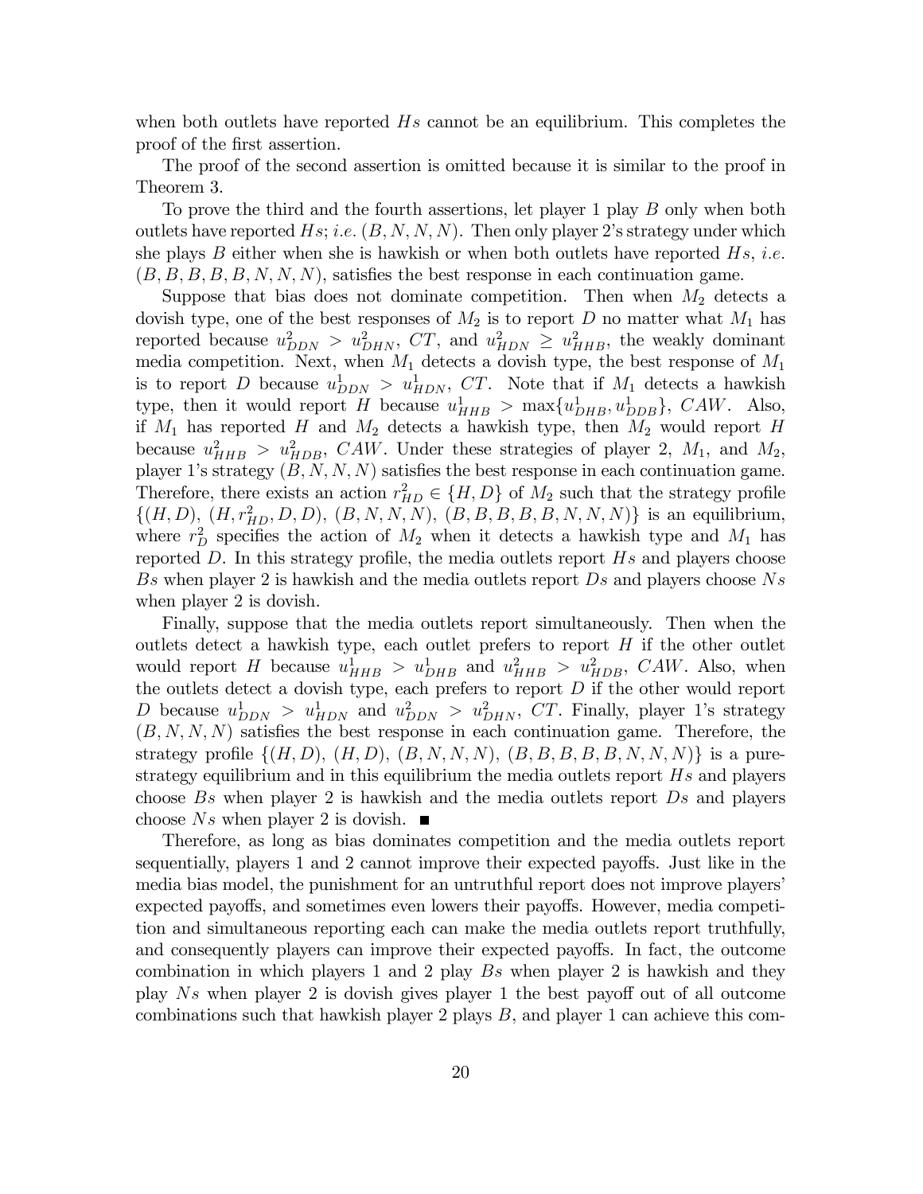when both outlets have reported $Hs$ cannot be an equilibrium. This completes the proof of the first assertion.

The proof of the second assertion is omitted because it is similar to the proof in Theorem 3.

To prove the third and the fourth assertions, let player 1 play $B$ only when both outlets have reported $Hs$; *i.e.* $(B, N, N, N)$. Then only player 2's strategy under which she plays $B$ either when she is hawkish or when both outlets have reported $Hs$, *i.e.* $(B, B, B, B, B, N, N, N)$, satisfies the best response in each continuation game.

Suppose that bias does not dominate competition. Then when $M_2$ detects a dovish type, one of the best responses of $M_2$ is to report $D$ no matter what $M_1$ has reported because $u^2_{DDN} > u^2_{DHN}$, $CT$, and $u^2_{HDN} \geq u^2_{HHB}$, the weakly dominant media competition. Next, when $M_1$ detects a dovish type, the best response of $M_1$ is to report $D$ because $u^1_{DDN} > u^1_{HDN}$, $CT$. Note that if $M_1$ detects a hawkish type, then it would report $H$ because $u^1_{HHB} > \max\{u^1_{DHB}, u^1_{DDB}\}$, $CAW$. Also, if $M_1$ has reported $H$ and $M_2$ detects a hawkish type, then $M_2$ would report $H$ because $u^2_{HHB} > u^2_{HDB}$, $CAW$. Under these strategies of player 2, $M_1$, and $M_2$, player 1's strategy $(B, N, N, N)$ satisfies the best response in each continuation game. Therefore, there exists an action $r^2_{HD} \in \{H, D\}$ of $M_2$ such that the strategy profile $\{(H, D), (H, r^2_{HD}, D, D), (B, N, N, N), (B, B, B, B, B, N, N, N)\}$ is an equilibrium, where $r^2_D$ specifies the action of $M_2$ when it detects a hawkish type and $M_1$ has reported $D$. In this strategy profile, the media outlets report $Hs$ and players choose $Bs$ when player 2 is hawkish and the media outlets report $Ds$ and players choose $Ns$ when player 2 is dovish.

Finally, suppose that the media outlets report simultaneously. Then when the outlets detect a hawkish type, each outlet prefers to report $H$ if the other outlet would report $H$ because $u^1_{HHB} > u^1_{DHB}$ and $u^2_{HHB} > u^2_{HDB}$, $CAW$. Also, when the outlets detect a dovish type, each prefers to report $D$ if the other would report $D$ because $u^1_{DDN} > u^1_{HDN}$ and $u^2_{DDN} > u^2_{DHN}$, $CT$. Finally, player 1's strategy $(B, N, N, N)$ satisfies the best response in each continuation game. Therefore, the strategy profile $\{(H, D), (H, D), (B, N, N, N), (B, B, B, B, B, N, N, N)\}$ is a pure-strategy equilibrium and in this equilibrium the media outlets report $Hs$ and players choose $Bs$ when player 2 is hawkish and the media outlets report $Ds$ and players choose $Ns$ when player 2 is dovish. ■

Therefore, as long as bias dominates competition and the media outlets report sequentially, players 1 and 2 cannot improve their expected payoffs. Just like in the media bias model, the punishment for an untruthful report does not improve players' expected payoffs, and sometimes even lowers their payoffs. However, media competition and simultaneous reporting each can make the media outlets report truthfully, and consequently players can improve their expected payoffs. In fact, the outcome combination in which players 1 and 2 play $Bs$ when player 2 is hawkish and they play $Ns$ when player 2 is dovish gives player 1 the best payoff out of all outcome combinations such that hawkish player 2 plays $B$, and player 1 can achieve this com-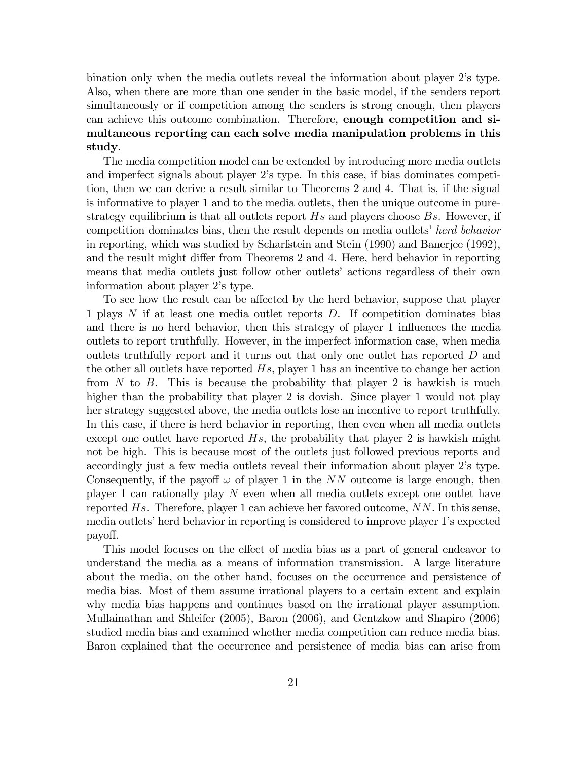bination only when the media outlets reveal the information about player 2's type. Also, when there are more than one sender in the basic model, if the senders report simultaneously or if competition among the senders is strong enough, then players can achieve this outcome combination. Therefore, **enough competition and simultaneous reporting can each solve media manipulation problems in this study**.

The media competition model can be extended by introducing more media outlets and imperfect signals about player 2's type. In this case, if bias dominates competition, then we can derive a result similar to Theorems 2 and 4. That is, if the signal is informative to player 1 and to the media outlets, then the unique outcome in pure-strategy equilibrium is that all outlets report $Hs$ and players choose $Bs$. However, if competition dominates bias, then the result depends on media outlets' *herd behavior* in reporting, which was studied by Scharfstein and Stein (1990) and Banerjee (1992), and the result might differ from Theorems 2 and 4. Here, herd behavior in reporting means that media outlets just follow other outlets' actions regardless of their own information about player 2's type.

To see how the result can be affected by the herd behavior, suppose that player 1 plays $N$ if at least one media outlet reports $D$. If competition dominates bias and there is no herd behavior, then this strategy of player 1 influences the media outlets to report truthfully. However, in the imperfect information case, when media outlets truthfully report and it turns out that only one outlet has reported $D$ and the other all outlets have reported $Hs$, player 1 has an incentive to change her action from $N$ to $B$. This is because the probability that player 2 is hawkish is much higher than the probability that player 2 is dovish. Since player 1 would not play her strategy suggested above, the media outlets lose an incentive to report truthfully. In this case, if there is herd behavior in reporting, then even when all media outlets except one outlet have reported $Hs$, the probability that player 2 is hawkish might not be high. This is because most of the outlets just followed previous reports and accordingly just a few media outlets reveal their information about player 2's type. Consequently, if the payoff $\omega$ of player 1 in the $NN$ outcome is large enough, then player 1 can rationally play $N$ even when all media outlets except one outlet have reported $Hs$. Therefore, player 1 can achieve her favored outcome, $NN$. In this sense, media outlets' herd behavior in reporting is considered to improve player 1's expected payoff.

This model focuses on the effect of media bias as a part of general endeavor to understand the media as a means of information transmission. A large literature about the media, on the other hand, focuses on the occurrence and persistence of media bias. Most of them assume irrational players to a certain extent and explain why media bias happens and continues based on the irrational player assumption. Mullainathan and Shleifer (2005), Baron (2006), and Gentzkow and Shapiro (2006) studied media bias and examined whether media competition can reduce media bias. Baron explained that the occurrence and persistence of media bias can arise from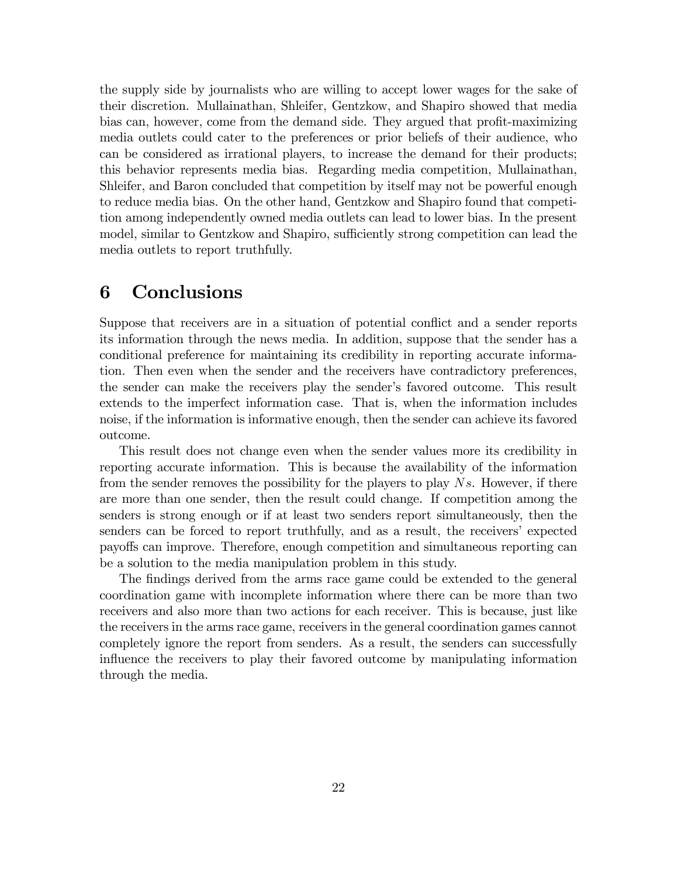the supply side by journalists who are willing to accept lower wages for the sake of their discretion. Mullainathan, Shleifer, Gentzkow, and Shapiro showed that media bias can, however, come from the demand side. They argued that profit-maximizing media outlets could cater to the preferences or prior beliefs of their audience, who can be considered as irrational players, to increase the demand for their products; this behavior represents media bias. Regarding media competition, Mullainathan, Shleifer, and Baron concluded that competition by itself may not be powerful enough to reduce media bias. On the other hand, Gentzkow and Shapiro found that competition among independently owned media outlets can lead to lower bias. In the present model, similar to Gentzkow and Shapiro, sufficiently strong competition can lead the media outlets to report truthfully.

# 6 Conclusions

Suppose that receivers are in a situation of potential conflict and a sender reports its information through the news media. In addition, suppose that the sender has a conditional preference for maintaining its credibility in reporting accurate information. Then even when the sender and the receivers have contradictory preferences, the sender can make the receivers play the sender's favored outcome. This result extends to the imperfect information case. That is, when the information includes noise, if the information is informative enough, then the sender can achieve its favored outcome.

This result does not change even when the sender values more its credibility in reporting accurate information. This is because the availability of the information from the sender removes the possibility for the players to play $Ns$. However, if there are more than one sender, then the result could change. If competition among the senders is strong enough or if at least two senders report simultaneously, then the senders can be forced to report truthfully, and as a result, the receivers' expected payoffs can improve. Therefore, enough competition and simultaneous reporting can be a solution to the media manipulation problem in this study.

The findings derived from the arms race game could be extended to the general coordination game with incomplete information where there can be more than two receivers and also more than two actions for each receiver. This is because, just like the receivers in the arms race game, receivers in the general coordination games cannot completely ignore the report from senders. As a result, the senders can successfully influence the receivers to play their favored outcome by manipulating information through the media.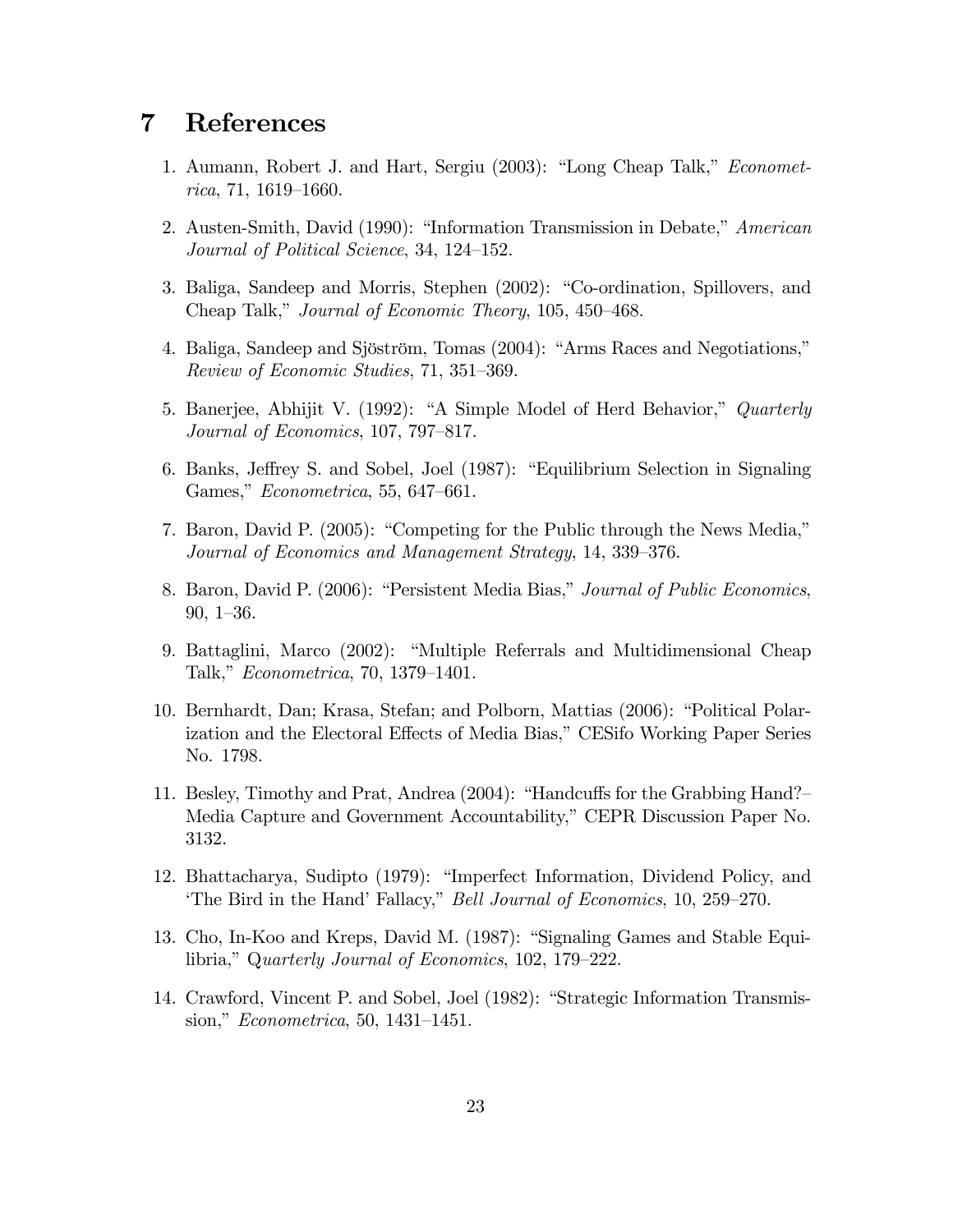# 7 References

1. Aumann, Robert J. and Hart, Sergiu (2003): "Long Cheap Talk," *Econometrica*, 71, 1619–1660.

2. Austen-Smith, David (1990): "Information Transmission in Debate," *American Journal of Political Science*, 34, 124–152.

3. Baliga, Sandeep and Morris, Stephen (2002): "Co-ordination, Spillovers, and Cheap Talk," *Journal of Economic Theory*, 105, 450–468.

4. Baliga, Sandeep and Sjöström, Tomas (2004): "Arms Races and Negotiations," *Review of Economic Studies*, 71, 351–369.

5. Banerjee, Abhijit V. (1992): "A Simple Model of Herd Behavior," *Quarterly Journal of Economics*, 107, 797–817.

6. Banks, Jeffrey S. and Sobel, Joel (1987): "Equilibrium Selection in Signaling Games," *Econometrica*, 55, 647–661.

7. Baron, David P. (2005): "Competing for the Public through the News Media," *Journal of Economics and Management Strategy*, 14, 339–376.

8. Baron, David P. (2006): "Persistent Media Bias," *Journal of Public Economics*, 90, 1–36.

9. Battaglini, Marco (2002): "Multiple Referrals and Multidimensional Cheap Talk," *Econometrica*, 70, 1379–1401.

10. Bernhardt, Dan; Krasa, Stefan; and Polborn, Mattias (2006): "Political Polarization and the Electoral Effects of Media Bias," CESifo Working Paper Series No. 1798.

11. Besley, Timothy and Prat, Andrea (2004): "Handcuffs for the Grabbing Hand?–Media Capture and Government Accountability," CEPR Discussion Paper No. 3132.

12. Bhattacharya, Sudipto (1979): "Imperfect Information, Dividend Policy, and 'The Bird in the Hand' Fallacy," *Bell Journal of Economics*, 10, 259–270.

13. Cho, In-Koo and Kreps, David M. (1987): "Signaling Games and Stable Equilibria," *Quarterly Journal of Economics*, 102, 179–222.

14. Crawford, Vincent P. and Sobel, Joel (1982): "Strategic Information Transmission," *Econometrica*, 50, 1431–1451.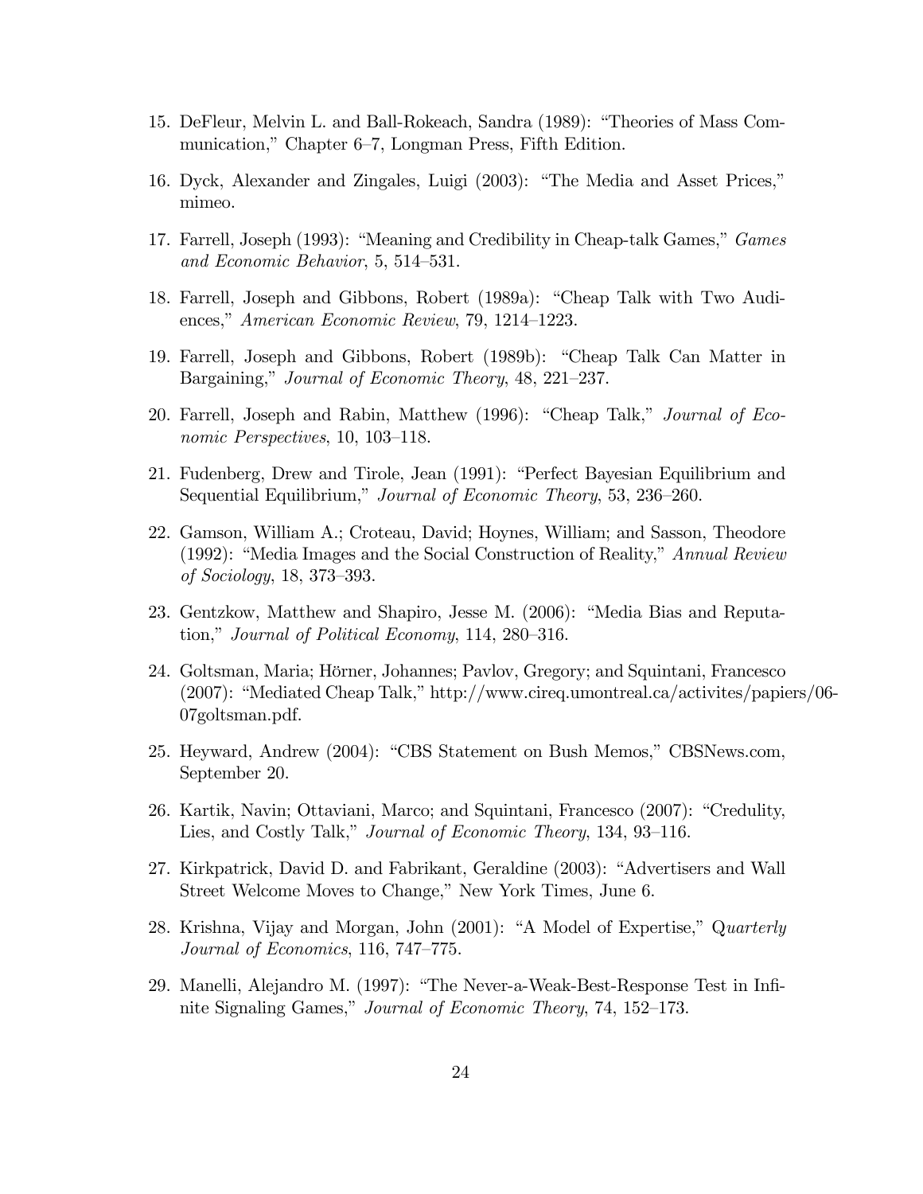15. DeFleur, Melvin L. and Ball-Rokeach, Sandra (1989): "Theories of Mass Communication," Chapter 6–7, Longman Press, Fifth Edition.

16. Dyck, Alexander and Zingales, Luigi (2003): "The Media and Asset Prices," mimeo.

17. Farrell, Joseph (1993): "Meaning and Credibility in Cheap-talk Games," *Games and Economic Behavior*, 5, 514–531.

18. Farrell, Joseph and Gibbons, Robert (1989a): "Cheap Talk with Two Audiences," *American Economic Review*, 79, 1214–1223.

19. Farrell, Joseph and Gibbons, Robert (1989b): "Cheap Talk Can Matter in Bargaining," *Journal of Economic Theory*, 48, 221–237.

20. Farrell, Joseph and Rabin, Matthew (1996): "Cheap Talk," *Journal of Economic Perspectives*, 10, 103–118.

21. Fudenberg, Drew and Tirole, Jean (1991): "Perfect Bayesian Equilibrium and Sequential Equilibrium," *Journal of Economic Theory*, 53, 236–260.

22. Gamson, William A.; Croteau, David; Hoynes, William; and Sasson, Theodore (1992): "Media Images and the Social Construction of Reality," *Annual Review of Sociology*, 18, 373–393.

23. Gentzkow, Matthew and Shapiro, Jesse M. (2006): "Media Bias and Reputation," *Journal of Political Economy*, 114, 280–316.

24. Goltsman, Maria; Hörner, Johannes; Pavlov, Gregory; and Squintani, Francesco (2007): "Mediated Cheap Talk," http://www.cireq.umontreal.ca/activites/papiers/06-07goltsman.pdf.

25. Heyward, Andrew (2004): "CBS Statement on Bush Memos," CBSNews.com, September 20.

26. Kartik, Navin; Ottaviani, Marco; and Squintani, Francesco (2007): "Credulity, Lies, and Costly Talk," *Journal of Economic Theory*, 134, 93–116.

27. Kirkpatrick, David D. and Fabrikant, Geraldine (2003): "Advertisers and Wall Street Welcome Moves to Change," New York Times, June 6.

28. Krishna, Vijay and Morgan, John (2001): "A Model of Expertise," *Quarterly Journal of Economics*, 116, 747–775.

29. Manelli, Alejandro M. (1997): "The Never-a-Weak-Best-Response Test in Infinite Signaling Games," *Journal of Economic Theory*, 74, 152–173.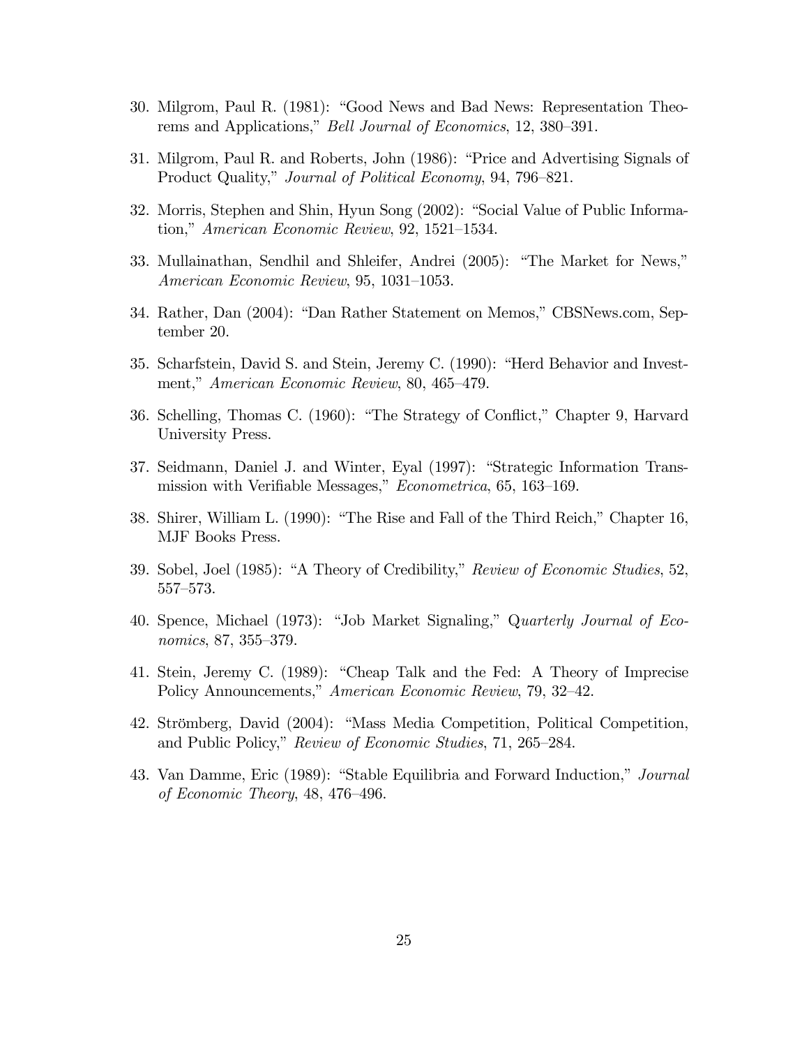30. Milgrom, Paul R. (1981): "Good News and Bad News: Representation Theorems and Applications," *Bell Journal of Economics*, 12, 380–391.

31. Milgrom, Paul R. and Roberts, John (1986): "Price and Advertising Signals of Product Quality," *Journal of Political Economy*, 94, 796–821.

32. Morris, Stephen and Shin, Hyun Song (2002): "Social Value of Public Information," *American Economic Review*, 92, 1521–1534.

33. Mullainathan, Sendhil and Shleifer, Andrei (2005): "The Market for News," *American Economic Review*, 95, 1031–1053.

34. Rather, Dan (2004): "Dan Rather Statement on Memos," CBSNews.com, September 20.

35. Scharfstein, David S. and Stein, Jeremy C. (1990): "Herd Behavior and Investment," *American Economic Review*, 80, 465–479.

36. Schelling, Thomas C. (1960): "The Strategy of Conflict," Chapter 9, Harvard University Press.

37. Seidmann, Daniel J. and Winter, Eyal (1997): "Strategic Information Transmission with Verifiable Messages," *Econometrica*, 65, 163–169.

38. Shirer, William L. (1990): "The Rise and Fall of the Third Reich," Chapter 16, MJF Books Press.

39. Sobel, Joel (1985): "A Theory of Credibility," *Review of Economic Studies*, 52, 557–573.

40. Spence, Michael (1973): "Job Market Signaling," Q*uarterly Journal of Economics*, 87, 355–379.

41. Stein, Jeremy C. (1989): "Cheap Talk and the Fed: A Theory of Imprecise Policy Announcements," *American Economic Review*, 79, 32–42.

42. Strömberg, David (2004): "Mass Media Competition, Political Competition, and Public Policy," *Review of Economic Studies*, 71, 265–284.

43. Van Damme, Eric (1989): "Stable Equilibria and Forward Induction," *Journal of Economic Theory*, 48, 476–496.